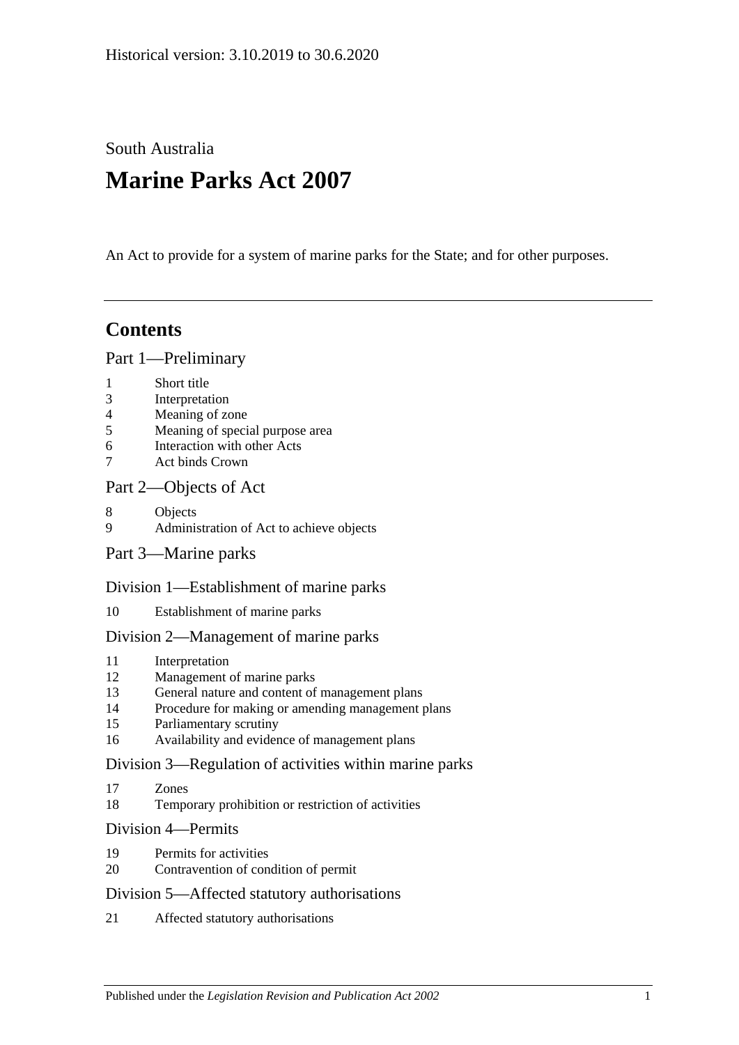Historical version: 3.10.2019 to 30.6.2020

South Australia

# Marine Parks Act 2007

An Act to provide for a system of marine parks for the State; and for other purposes.

## Contents

### Part 1—Preliminary

1 Short title
3 Interpretation
4 Meaning of zone
5 Meaning of special purpose area
6 Interaction with other Acts
7 Act binds Crown

### Part 2—Objects of Act

8 Objects
9 Administration of Act to achieve objects

### Part 3—Marine parks

#### Division 1—Establishment of marine parks

10 Establishment of marine parks

#### Division 2—Management of marine parks

11 Interpretation
12 Management of marine parks
13 General nature and content of management plans
14 Procedure for making or amending management plans
15 Parliamentary scrutiny
16 Availability and evidence of management plans

#### Division 3—Regulation of activities within marine parks

17 Zones
18 Temporary prohibition or restriction of activities

#### Division 4—Permits

19 Permits for activities
20 Contravention of condition of permit

#### Division 5—Affected statutory authorisations

21 Affected statutory authorisations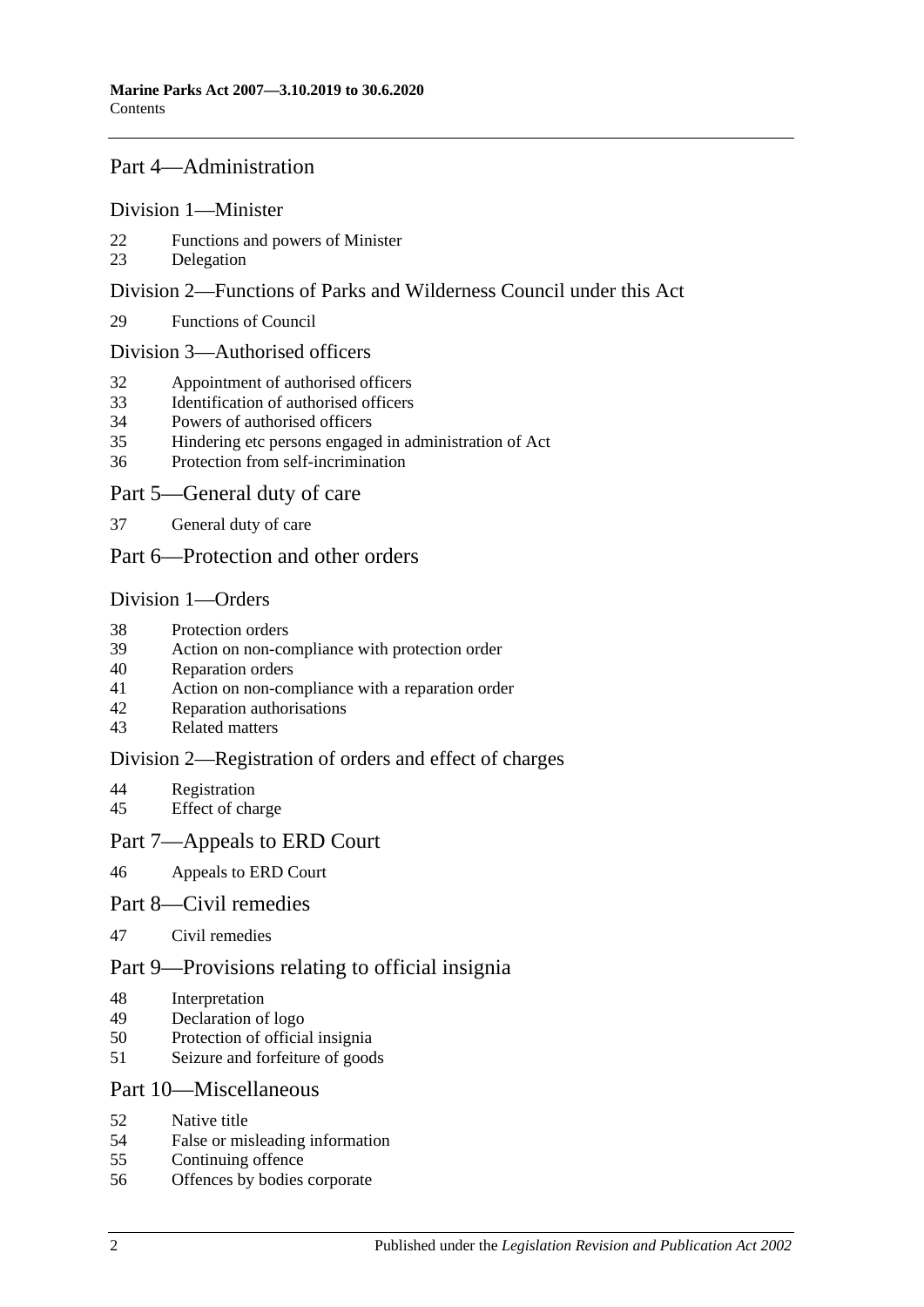## Part 4—Administration

### Division 1—Minister

22 Functions and powers of Minister
23 Delegation

### Division 2—Functions of Parks and Wilderness Council under this Act

29 Functions of Council

### Division 3—Authorised officers

32 Appointment of authorised officers
33 Identification of authorised officers
34 Powers of authorised officers
35 Hindering etc persons engaged in administration of Act
36 Protection from self-incrimination

## Part 5—General duty of care

37 General duty of care

## Part 6—Protection and other orders

### Division 1—Orders

38 Protection orders
39 Action on non-compliance with protection order
40 Reparation orders
41 Action on non-compliance with a reparation order
42 Reparation authorisations
43 Related matters

### Division 2—Registration of orders and effect of charges

44 Registration
45 Effect of charge

## Part 7—Appeals to ERD Court

46 Appeals to ERD Court

## Part 8—Civil remedies

47 Civil remedies

## Part 9—Provisions relating to official insignia

48 Interpretation
49 Declaration of logo
50 Protection of official insignia
51 Seizure and forfeiture of goods

## Part 10—Miscellaneous

52 Native title
54 False or misleading information
55 Continuing offence
56 Offences by bodies corporate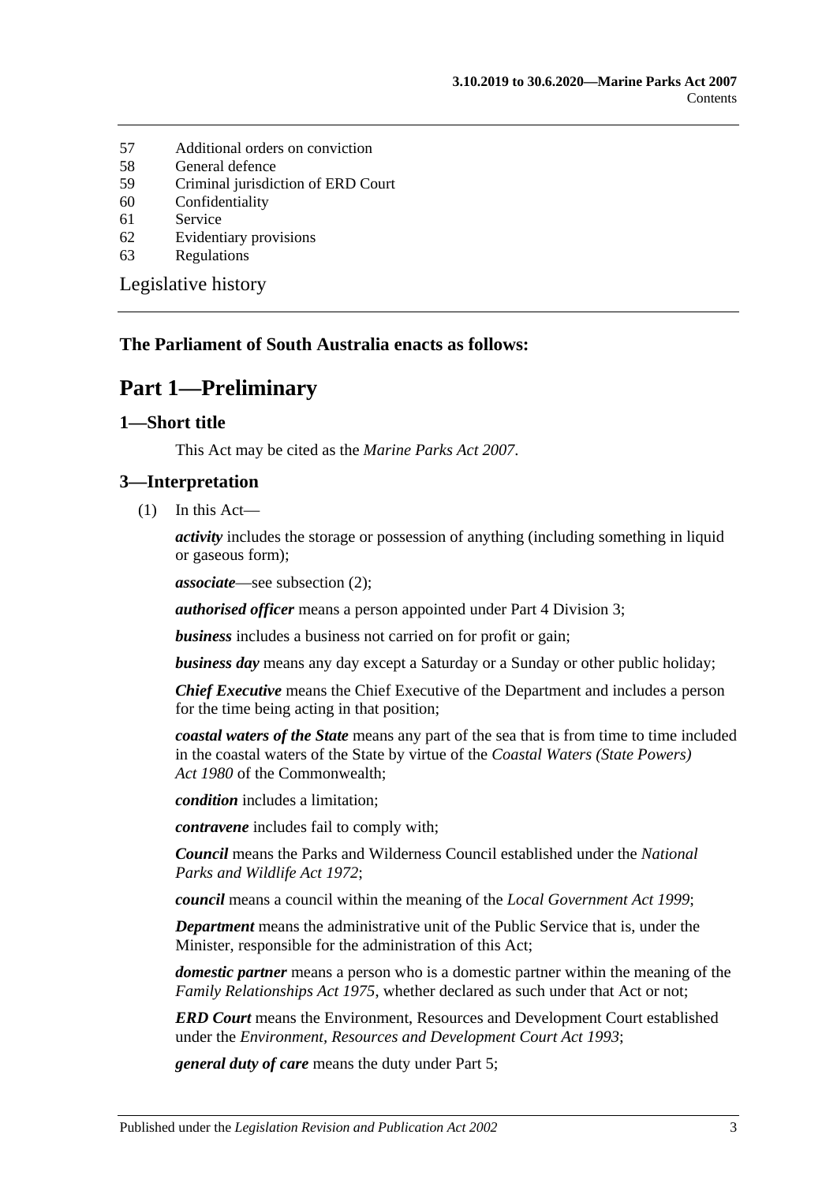57 Additional orders on conviction
58 General defence
59 Criminal jurisdiction of ERD Court
60 Confidentiality
61 Service
62 Evidentiary provisions
63 Regulations

Legislative history

**The Parliament of South Australia enacts as follows:**

# Part 1—Preliminary

## 1—Short title

This Act may be cited as the *Marine Parks Act 2007*.

## 3—Interpretation

(1) In this Act—

***activity*** includes the storage or possession of anything (including something in liquid or gaseous form);

***associate***—see subsection (2);

***authorised officer*** means a person appointed under Part 4 Division 3;

***business*** includes a business not carried on for profit or gain;

***business day*** means any day except a Saturday or a Sunday or other public holiday;

***Chief Executive*** means the Chief Executive of the Department and includes a person for the time being acting in that position;

***coastal waters of the State*** means any part of the sea that is from time to time included in the coastal waters of the State by virtue of the *Coastal Waters (State Powers) Act 1980* of the Commonwealth;

***condition*** includes a limitation;

***contravene*** includes fail to comply with;

***Council*** means the Parks and Wilderness Council established under the *National Parks and Wildlife Act 1972*;

***council*** means a council within the meaning of the *Local Government Act 1999*;

***Department*** means the administrative unit of the Public Service that is, under the Minister, responsible for the administration of this Act;

***domestic partner*** means a person who is a domestic partner within the meaning of the *Family Relationships Act 1975*, whether declared as such under that Act or not;

***ERD Court*** means the Environment, Resources and Development Court established under the *Environment, Resources and Development Court Act 1993*;

***general duty of care*** means the duty under Part 5;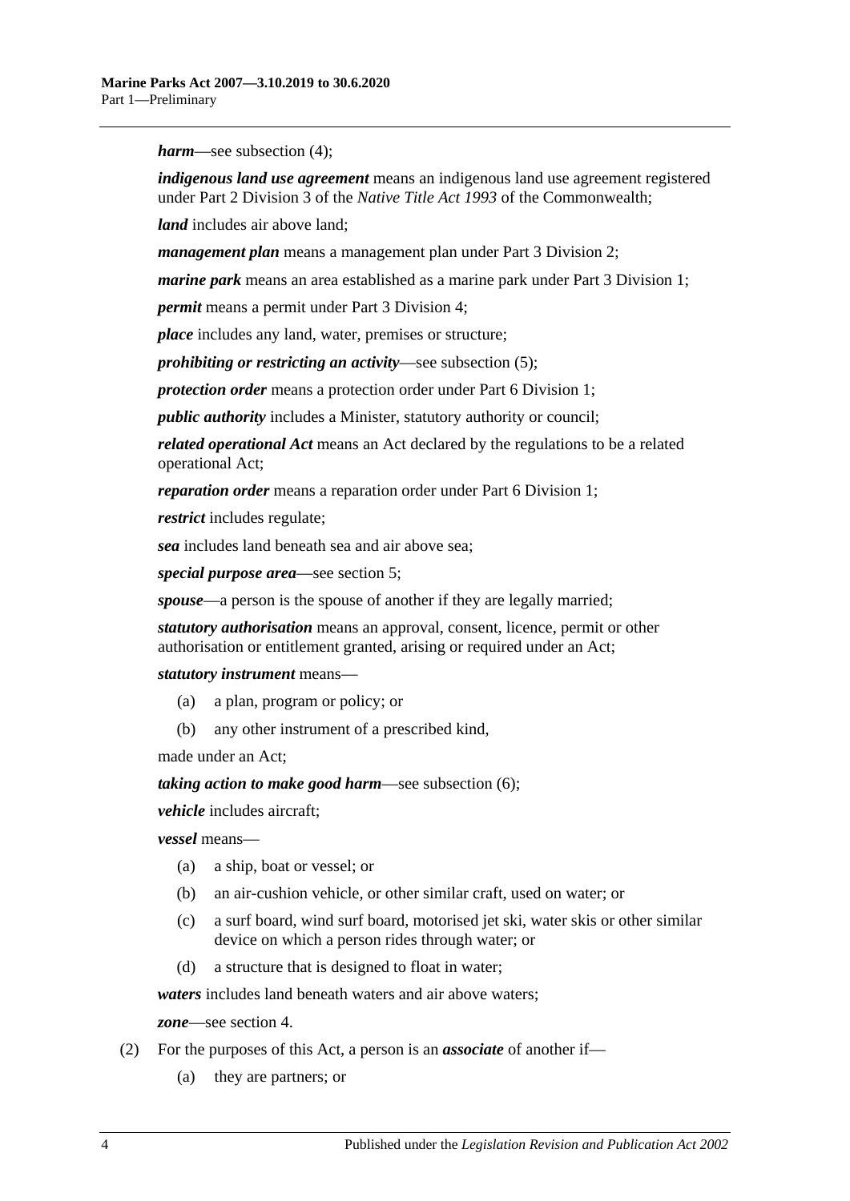***harm***—see subsection (4);

***indigenous land use agreement*** means an indigenous land use agreement registered under Part 2 Division 3 of the *Native Title Act 1993* of the Commonwealth;

***land*** includes air above land;

***management plan*** means a management plan under Part 3 Division 2;

***marine park*** means an area established as a marine park under Part 3 Division 1;

***permit*** means a permit under Part 3 Division 4;

***place*** includes any land, water, premises or structure;

***prohibiting or restricting an activity***—see subsection (5);

***protection order*** means a protection order under Part 6 Division 1;

***public authority*** includes a Minister, statutory authority or council;

***related operational Act*** means an Act declared by the regulations to be a related operational Act;

***reparation order*** means a reparation order under Part 6 Division 1;

***restrict*** includes regulate;

***sea*** includes land beneath sea and air above sea;

***special purpose area***—see section 5;

***spouse***—a person is the spouse of another if they are legally married;

***statutory authorisation*** means an approval, consent, licence, permit or other authorisation or entitlement granted, arising or required under an Act;

***statutory instrument*** means—

(a) a plan, program or policy; or

(b) any other instrument of a prescribed kind,

made under an Act;

***taking action to make good harm***—see subsection (6);

***vehicle*** includes aircraft;

***vessel*** means—

(a) a ship, boat or vessel; or

(b) an air-cushion vehicle, or other similar craft, used on water; or

(c) a surf board, wind surf board, motorised jet ski, water skis or other similar device on which a person rides through water; or

(d) a structure that is designed to float in water;

***waters*** includes land beneath waters and air above waters;

***zone***—see section 4.

(2) For the purposes of this Act, a person is an ***associate*** of another if—

(a) they are partners; or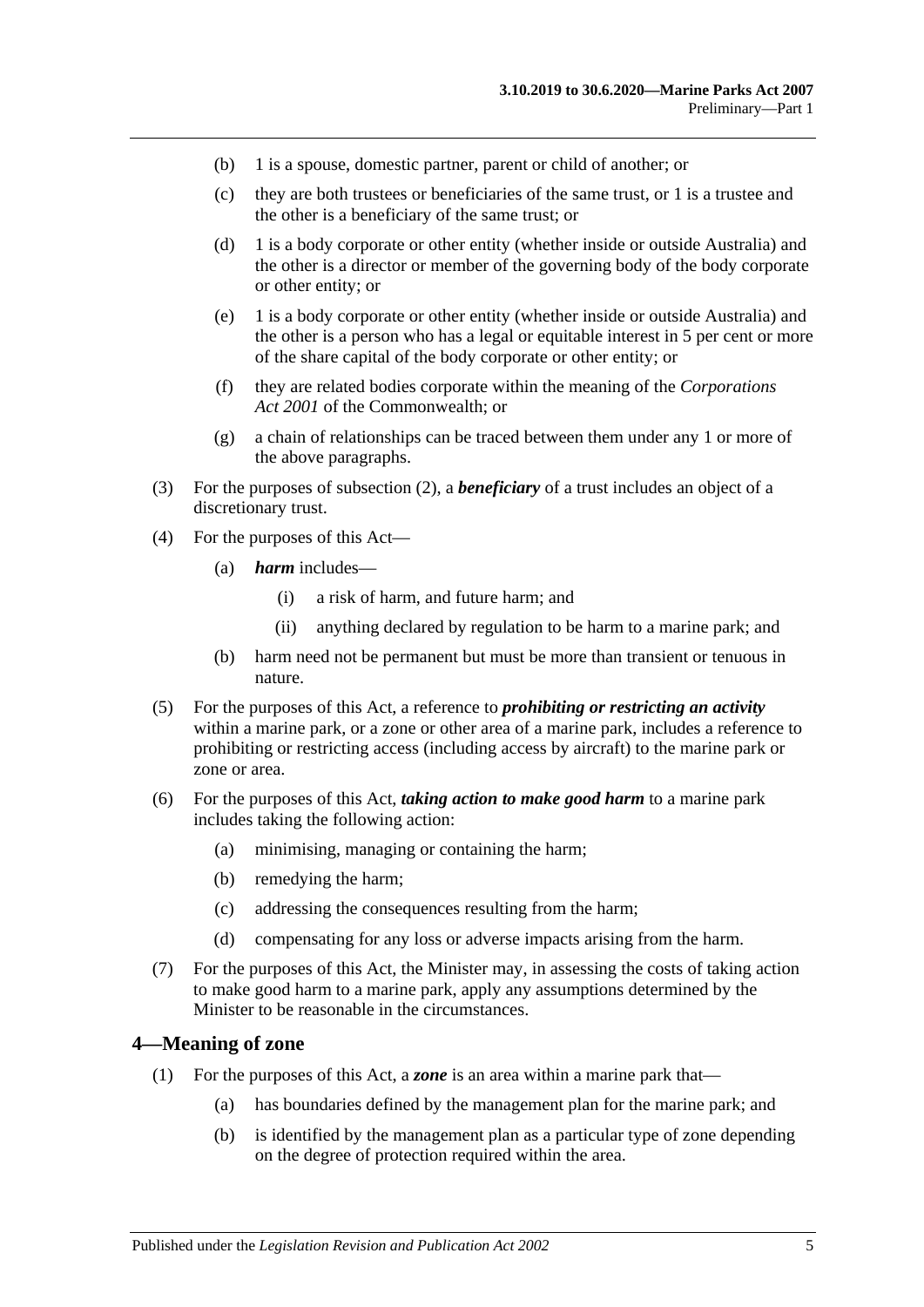(b) 1 is a spouse, domestic partner, parent or child of another; or

(c) they are both trustees or beneficiaries of the same trust, or 1 is a trustee and the other is a beneficiary of the same trust; or

(d) 1 is a body corporate or other entity (whether inside or outside Australia) and the other is a director or member of the governing body of the body corporate or other entity; or

(e) 1 is a body corporate or other entity (whether inside or outside Australia) and the other is a person who has a legal or equitable interest in 5 per cent or more of the share capital of the body corporate or other entity; or

(f) they are related bodies corporate within the meaning of the *Corporations Act 2001* of the Commonwealth; or

(g) a chain of relationships can be traced between them under any 1 or more of the above paragraphs.

(3) For the purposes of subsection (2), a ***beneficiary*** of a trust includes an object of a discretionary trust.

(4) For the purposes of this Act—

(a) ***harm*** includes—

(i) a risk of harm, and future harm; and

(ii) anything declared by regulation to be harm to a marine park; and

(b) harm need not be permanent but must be more than transient or tenuous in nature.

(5) For the purposes of this Act, a reference to ***prohibiting or restricting an activity*** within a marine park, or a zone or other area of a marine park, includes a reference to prohibiting or restricting access (including access by aircraft) to the marine park or zone or area.

(6) For the purposes of this Act, ***taking action to make good harm*** to a marine park includes taking the following action:

(a) minimising, managing or containing the harm;

(b) remedying the harm;

(c) addressing the consequences resulting from the harm;

(d) compensating for any loss or adverse impacts arising from the harm.

(7) For the purposes of this Act, the Minister may, in assessing the costs of taking action to make good harm to a marine park, apply any assumptions determined by the Minister to be reasonable in the circumstances.

## 4—Meaning of zone

(1) For the purposes of this Act, a ***zone*** is an area within a marine park that—

(a) has boundaries defined by the management plan for the marine park; and

(b) is identified by the management plan as a particular type of zone depending on the degree of protection required within the area.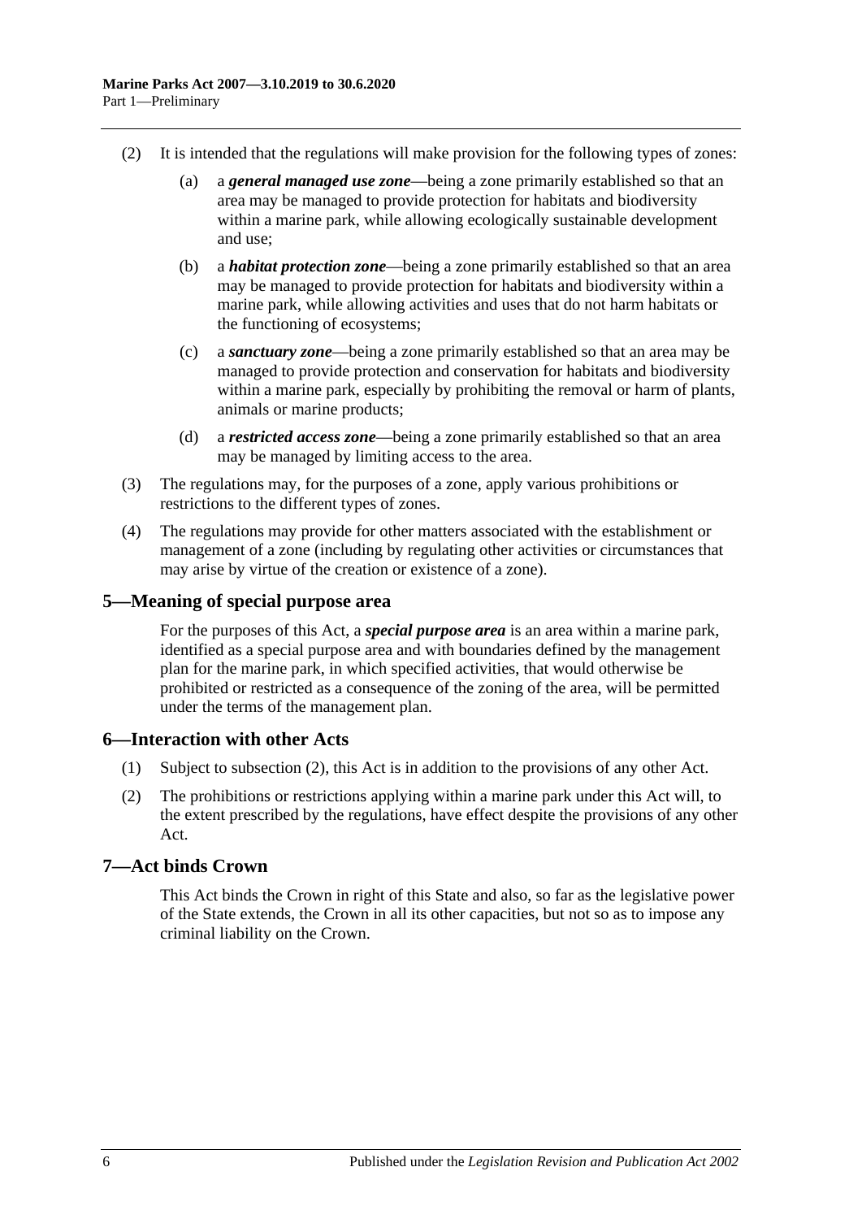(2) It is intended that the regulations will make provision for the following types of zones:

(a) a ***general managed use zone***—being a zone primarily established so that an area may be managed to provide protection for habitats and biodiversity within a marine park, while allowing ecologically sustainable development and use;

(b) a ***habitat protection zone***—being a zone primarily established so that an area may be managed to provide protection for habitats and biodiversity within a marine park, while allowing activities and uses that do not harm habitats or the functioning of ecosystems;

(c) a ***sanctuary zone***—being a zone primarily established so that an area may be managed to provide protection and conservation for habitats and biodiversity within a marine park, especially by prohibiting the removal or harm of plants, animals or marine products;

(d) a ***restricted access zone***—being a zone primarily established so that an area may be managed by limiting access to the area.

(3) The regulations may, for the purposes of a zone, apply various prohibitions or restrictions to the different types of zones.

(4) The regulations may provide for other matters associated with the establishment or management of a zone (including by regulating other activities or circumstances that may arise by virtue of the creation or existence of a zone).

## 5—Meaning of special purpose area

For the purposes of this Act, a ***special purpose area*** is an area within a marine park, identified as a special purpose area and with boundaries defined by the management plan for the marine park, in which specified activities, that would otherwise be prohibited or restricted as a consequence of the zoning of the area, will be permitted under the terms of the management plan.

## 6—Interaction with other Acts

(1) Subject to subsection (2), this Act is in addition to the provisions of any other Act.

(2) The prohibitions or restrictions applying within a marine park under this Act will, to the extent prescribed by the regulations, have effect despite the provisions of any other Act.

## 7—Act binds Crown

This Act binds the Crown in right of this State and also, so far as the legislative power of the State extends, the Crown in all its other capacities, but not so as to impose any criminal liability on the Crown.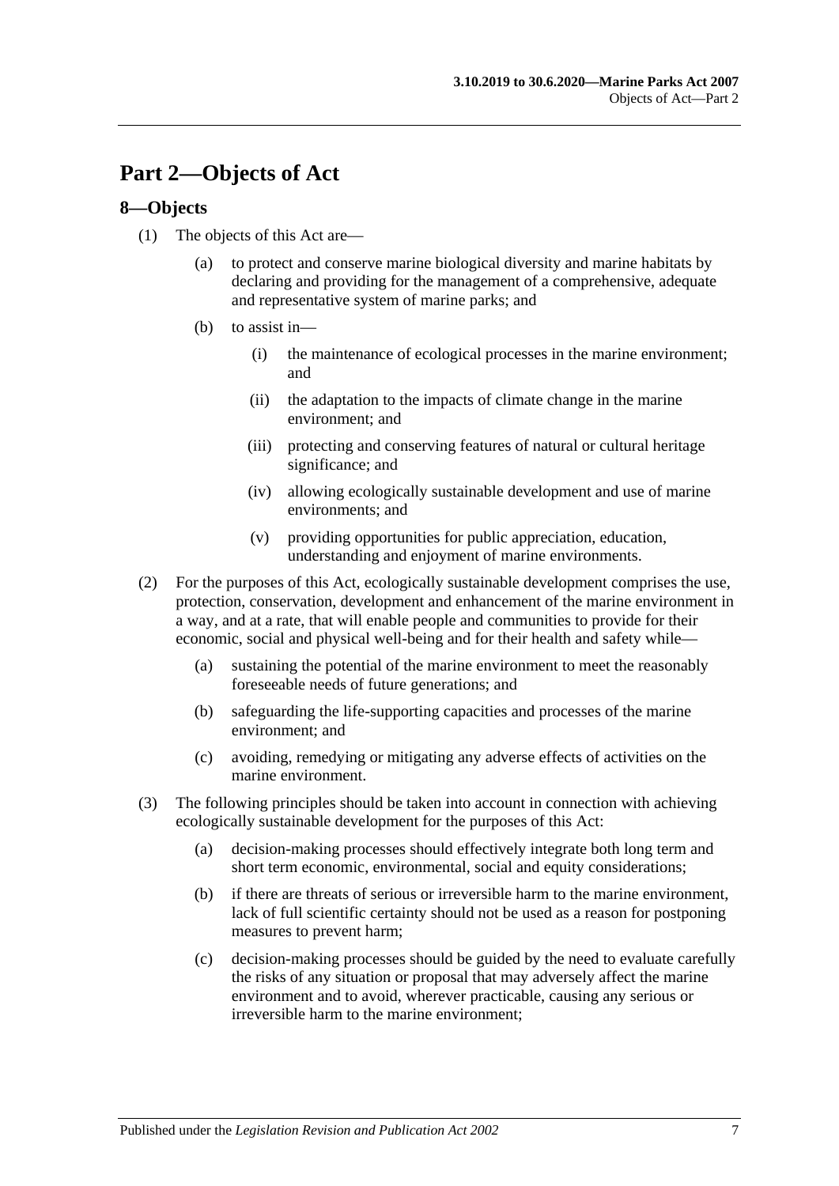# Part 2—Objects of Act

## 8—Objects

(1) The objects of this Act are—

(a) to protect and conserve marine biological diversity and marine habitats by declaring and providing for the management of a comprehensive, adequate and representative system of marine parks; and

(b) to assist in—

(i) the maintenance of ecological processes in the marine environment; and

(ii) the adaptation to the impacts of climate change in the marine environment; and

(iii) protecting and conserving features of natural or cultural heritage significance; and

(iv) allowing ecologically sustainable development and use of marine environments; and

(v) providing opportunities for public appreciation, education, understanding and enjoyment of marine environments.

(2) For the purposes of this Act, ecologically sustainable development comprises the use, protection, conservation, development and enhancement of the marine environment in a way, and at a rate, that will enable people and communities to provide for their economic, social and physical well-being and for their health and safety while—

(a) sustaining the potential of the marine environment to meet the reasonably foreseeable needs of future generations; and

(b) safeguarding the life-supporting capacities and processes of the marine environment; and

(c) avoiding, remedying or mitigating any adverse effects of activities on the marine environment.

(3) The following principles should be taken into account in connection with achieving ecologically sustainable development for the purposes of this Act:

(a) decision-making processes should effectively integrate both long term and short term economic, environmental, social and equity considerations;

(b) if there are threats of serious or irreversible harm to the marine environment, lack of full scientific certainty should not be used as a reason for postponing measures to prevent harm;

(c) decision-making processes should be guided by the need to evaluate carefully the risks of any situation or proposal that may adversely affect the marine environment and to avoid, wherever practicable, causing any serious or irreversible harm to the marine environment;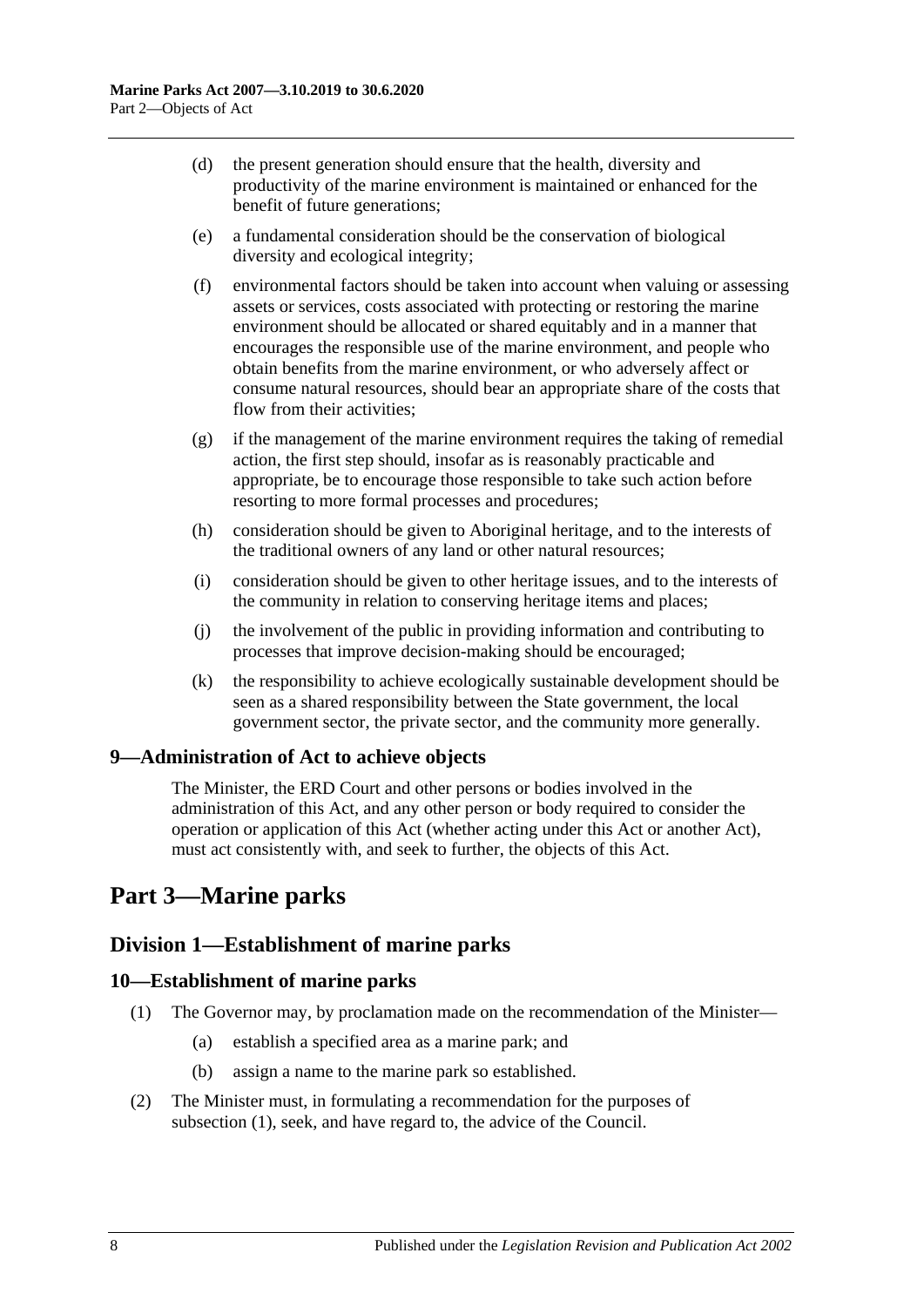- (d) the present generation should ensure that the health, diversity and productivity of the marine environment is maintained or enhanced for the benefit of future generations;
- (e) a fundamental consideration should be the conservation of biological diversity and ecological integrity;
- (f) environmental factors should be taken into account when valuing or assessing assets or services, costs associated with protecting or restoring the marine environment should be allocated or shared equitably and in a manner that encourages the responsible use of the marine environment, and people who obtain benefits from the marine environment, or who adversely affect or consume natural resources, should bear an appropriate share of the costs that flow from their activities;
- (g) if the management of the marine environment requires the taking of remedial action, the first step should, insofar as is reasonably practicable and appropriate, be to encourage those responsible to take such action before resorting to more formal processes and procedures;
- (h) consideration should be given to Aboriginal heritage, and to the interests of the traditional owners of any land or other natural resources;
- (i) consideration should be given to other heritage issues, and to the interests of the community in relation to conserving heritage items and places;
- (j) the involvement of the public in providing information and contributing to processes that improve decision-making should be encouraged;
- (k) the responsibility to achieve ecologically sustainable development should be seen as a shared responsibility between the State government, the local government sector, the private sector, and the community more generally.

### 9—Administration of Act to achieve objects

The Minister, the ERD Court and other persons or bodies involved in the administration of this Act, and any other person or body required to consider the operation or application of this Act (whether acting under this Act or another Act), must act consistently with, and seek to further, the objects of this Act.

# Part 3—Marine parks

## Division 1—Establishment of marine parks

### 10—Establishment of marine parks

(1) The Governor may, by proclamation made on the recommendation of the Minister—

- (a) establish a specified area as a marine park; and
- (b) assign a name to the marine park so established.

(2) The Minister must, in formulating a recommendation for the purposes of subsection (1), seek, and have regard to, the advice of the Council.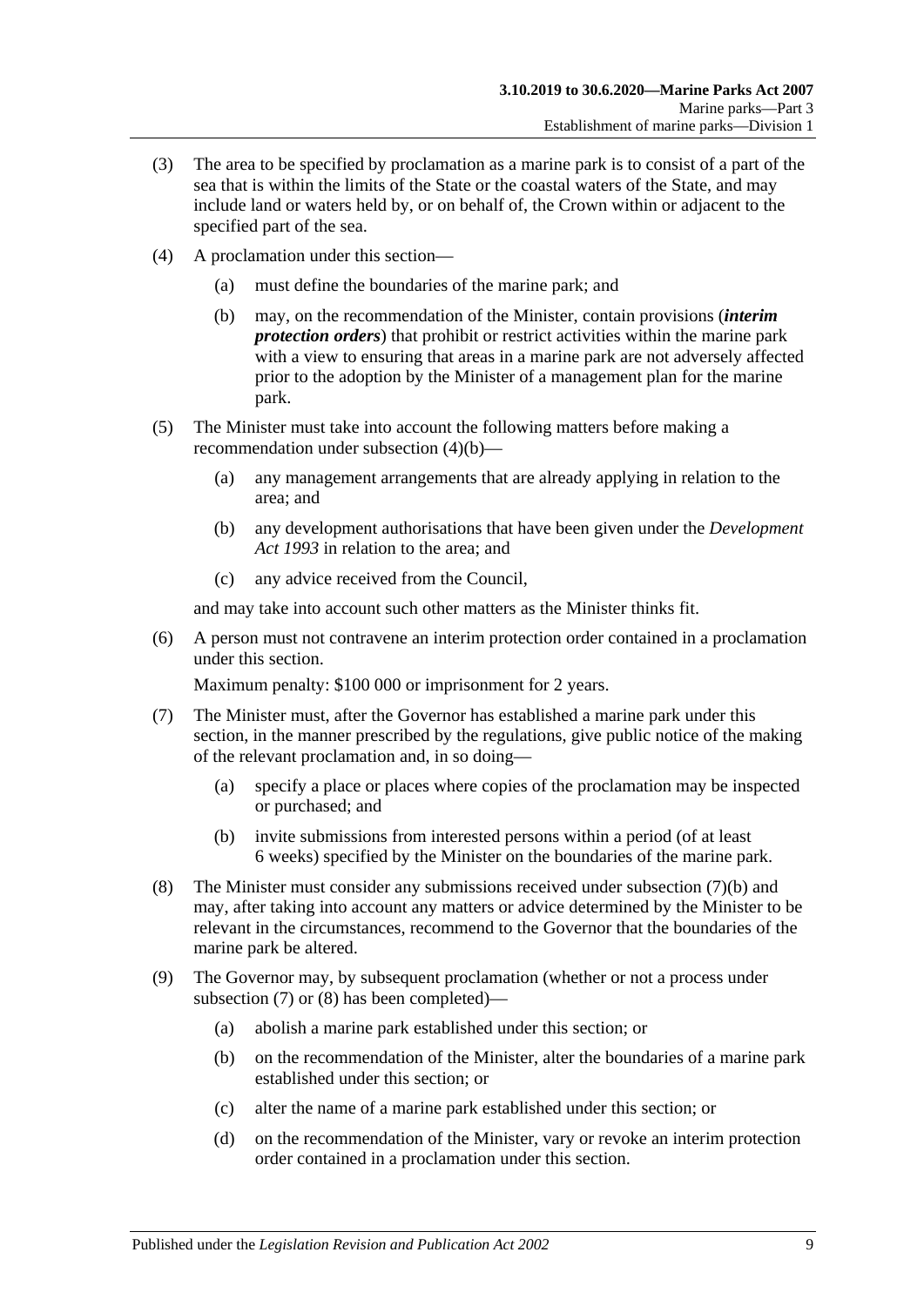(3) The area to be specified by proclamation as a marine park is to consist of a part of the sea that is within the limits of the State or the coastal waters of the State, and may include land or waters held by, or on behalf of, the Crown within or adjacent to the specified part of the sea.

(4) A proclamation under this section—

  (a) must define the boundaries of the marine park; and

  (b) may, on the recommendation of the Minister, contain provisions (***interim protection orders***) that prohibit or restrict activities within the marine park with a view to ensuring that areas in a marine park are not adversely affected prior to the adoption by the Minister of a management plan for the marine park.

(5) The Minister must take into account the following matters before making a recommendation under subsection (4)(b)—

  (a) any management arrangements that are already applying in relation to the area; and

  (b) any development authorisations that have been given under the *Development Act 1993* in relation to the area; and

  (c) any advice received from the Council,

and may take into account such other matters as the Minister thinks fit.

(6) A person must not contravene an interim protection order contained in a proclamation under this section.

Maximum penalty: $100 000 or imprisonment for 2 years.

(7) The Minister must, after the Governor has established a marine park under this section, in the manner prescribed by the regulations, give public notice of the making of the relevant proclamation and, in so doing—

  (a) specify a place or places where copies of the proclamation may be inspected or purchased; and

  (b) invite submissions from interested persons within a period (of at least 6 weeks) specified by the Minister on the boundaries of the marine park.

(8) The Minister must consider any submissions received under subsection (7)(b) and may, after taking into account any matters or advice determined by the Minister to be relevant in the circumstances, recommend to the Governor that the boundaries of the marine park be altered.

(9) The Governor may, by subsequent proclamation (whether or not a process under subsection (7) or (8) has been completed)—

  (a) abolish a marine park established under this section; or

  (b) on the recommendation of the Minister, alter the boundaries of a marine park established under this section; or

  (c) alter the name of a marine park established under this section; or

  (d) on the recommendation of the Minister, vary or revoke an interim protection order contained in a proclamation under this section.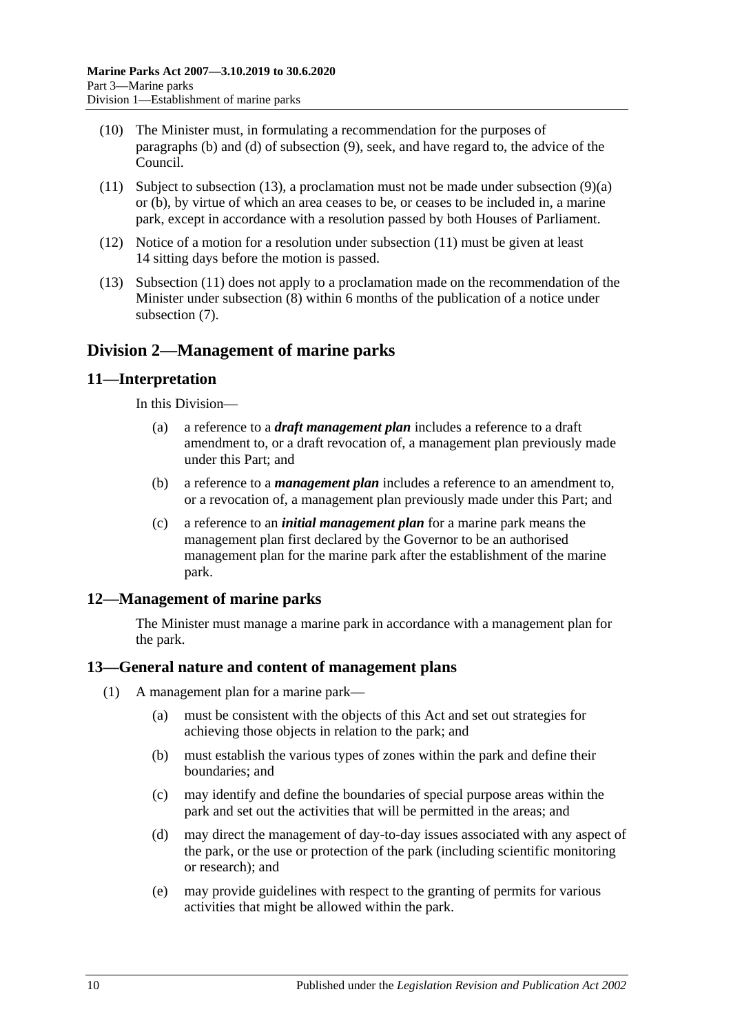(10) The Minister must, in formulating a recommendation for the purposes of paragraphs (b) and (d) of subsection (9), seek, and have regard to, the advice of the Council.

(11) Subject to subsection (13), a proclamation must not be made under subsection (9)(a) or (b), by virtue of which an area ceases to be, or ceases to be included in, a marine park, except in accordance with a resolution passed by both Houses of Parliament.

(12) Notice of a motion for a resolution under subsection (11) must be given at least 14 sitting days before the motion is passed.

(13) Subsection (11) does not apply to a proclamation made on the recommendation of the Minister under subsection (8) within 6 months of the publication of a notice under subsection (7).

## Division 2—Management of marine parks

### 11—Interpretation

In this Division—

(a) a reference to a ***draft management plan*** includes a reference to a draft amendment to, or a draft revocation of, a management plan previously made under this Part; and

(b) a reference to a ***management plan*** includes a reference to an amendment to, or a revocation of, a management plan previously made under this Part; and

(c) a reference to an ***initial management plan*** for a marine park means the management plan first declared by the Governor to be an authorised management plan for the marine park after the establishment of the marine park.

### 12—Management of marine parks

The Minister must manage a marine park in accordance with a management plan for the park.

### 13—General nature and content of management plans

(1) A management plan for a marine park—

(a) must be consistent with the objects of this Act and set out strategies for achieving those objects in relation to the park; and

(b) must establish the various types of zones within the park and define their boundaries; and

(c) may identify and define the boundaries of special purpose areas within the park and set out the activities that will be permitted in the areas; and

(d) may direct the management of day-to-day issues associated with any aspect of the park, or the use or protection of the park (including scientific monitoring or research); and

(e) may provide guidelines with respect to the granting of permits for various activities that might be allowed within the park.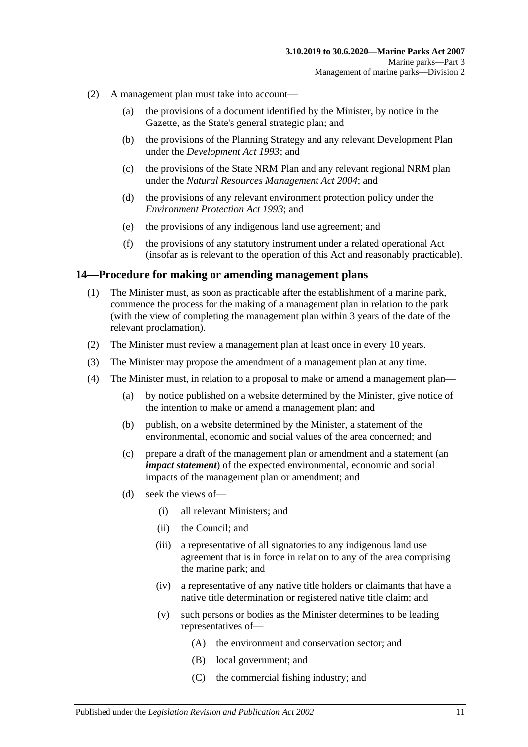(2) A management plan must take into account—

(a) the provisions of a document identified by the Minister, by notice in the Gazette, as the State's general strategic plan; and

(b) the provisions of the Planning Strategy and any relevant Development Plan under the *Development Act 1993*; and

(c) the provisions of the State NRM Plan and any relevant regional NRM plan under the *Natural Resources Management Act 2004*; and

(d) the provisions of any relevant environment protection policy under the *Environment Protection Act 1993*; and

(e) the provisions of any indigenous land use agreement; and

(f) the provisions of any statutory instrument under a related operational Act (insofar as is relevant to the operation of this Act and reasonably practicable).

## 14—Procedure for making or amending management plans

(1) The Minister must, as soon as practicable after the establishment of a marine park, commence the process for the making of a management plan in relation to the park (with the view of completing the management plan within 3 years of the date of the relevant proclamation).

(2) The Minister must review a management plan at least once in every 10 years.

(3) The Minister may propose the amendment of a management plan at any time.

(4) The Minister must, in relation to a proposal to make or amend a management plan—

(a) by notice published on a website determined by the Minister, give notice of the intention to make or amend a management plan; and

(b) publish, on a website determined by the Minister, a statement of the environmental, economic and social values of the area concerned; and

(c) prepare a draft of the management plan or amendment and a statement (an ***impact statement***) of the expected environmental, economic and social impacts of the management plan or amendment; and

(d) seek the views of—

(i) all relevant Ministers; and

(ii) the Council; and

(iii) a representative of all signatories to any indigenous land use agreement that is in force in relation to any of the area comprising the marine park; and

(iv) a representative of any native title holders or claimants that have a native title determination or registered native title claim; and

(v) such persons or bodies as the Minister determines to be leading representatives of—

(A) the environment and conservation sector; and

(B) local government; and

(C) the commercial fishing industry; and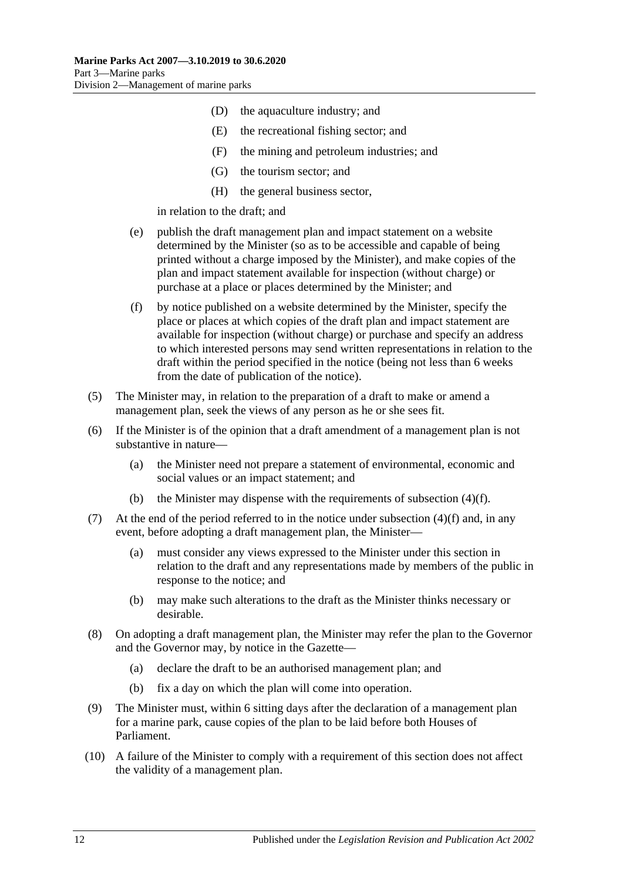(D) the aquaculture industry; and

(E) the recreational fishing sector; and

(F) the mining and petroleum industries; and

(G) the tourism sector; and

(H) the general business sector,

in relation to the draft; and

(e) publish the draft management plan and impact statement on a website determined by the Minister (so as to be accessible and capable of being printed without a charge imposed by the Minister), and make copies of the plan and impact statement available for inspection (without charge) or purchase at a place or places determined by the Minister; and

(f) by notice published on a website determined by the Minister, specify the place or places at which copies of the draft plan and impact statement are available for inspection (without charge) or purchase and specify an address to which interested persons may send written representations in relation to the draft within the period specified in the notice (being not less than 6 weeks from the date of publication of the notice).

(5) The Minister may, in relation to the preparation of a draft to make or amend a management plan, seek the views of any person as he or she sees fit.

(6) If the Minister is of the opinion that a draft amendment of a management plan is not substantive in nature—

(a) the Minister need not prepare a statement of environmental, economic and social values or an impact statement; and

(b) the Minister may dispense with the requirements of subsection (4)(f).

(7) At the end of the period referred to in the notice under subsection (4)(f) and, in any event, before adopting a draft management plan, the Minister—

(a) must consider any views expressed to the Minister under this section in relation to the draft and any representations made by members of the public in response to the notice; and

(b) may make such alterations to the draft as the Minister thinks necessary or desirable.

(8) On adopting a draft management plan, the Minister may refer the plan to the Governor and the Governor may, by notice in the Gazette—

(a) declare the draft to be an authorised management plan; and

(b) fix a day on which the plan will come into operation.

(9) The Minister must, within 6 sitting days after the declaration of a management plan for a marine park, cause copies of the plan to be laid before both Houses of Parliament.

(10) A failure of the Minister to comply with a requirement of this section does not affect the validity of a management plan.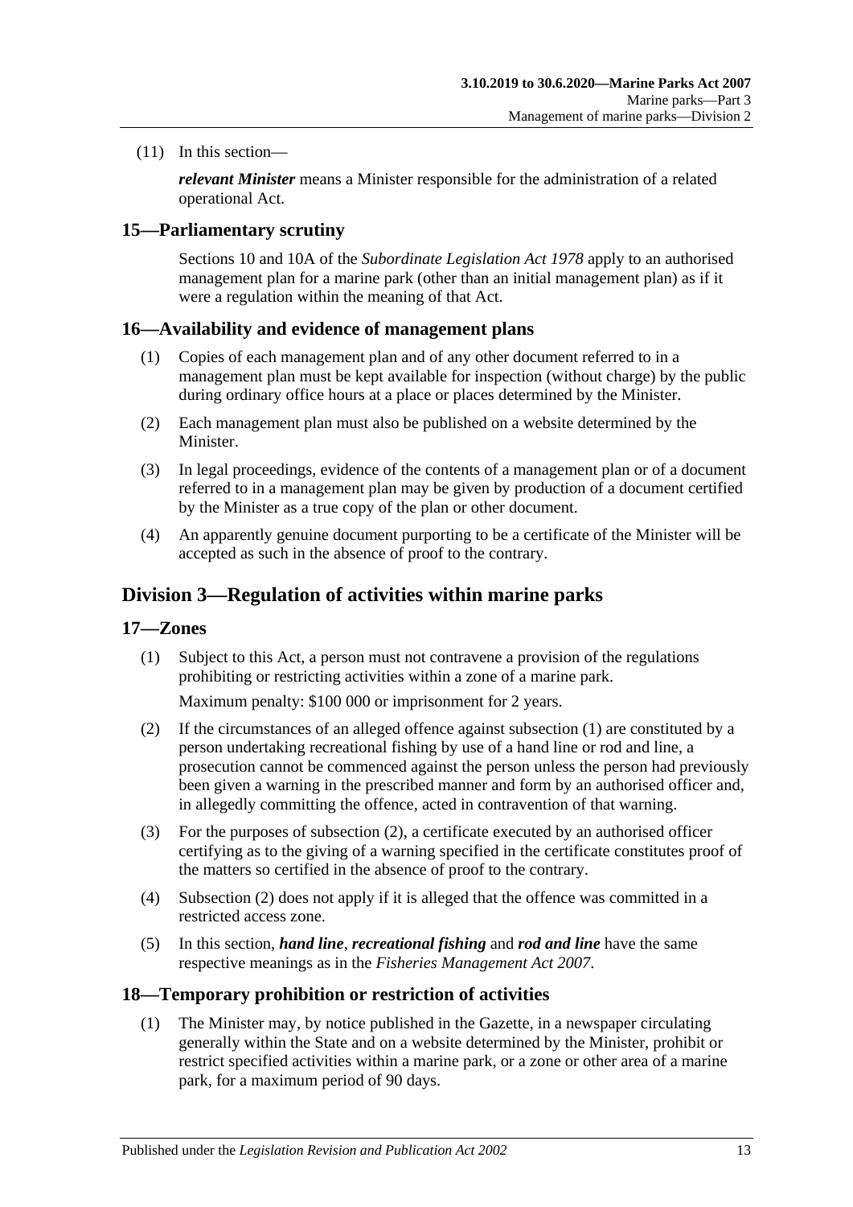(11) In this section—

***relevant Minister*** means a Minister responsible for the administration of a related operational Act.

## 15—Parliamentary scrutiny

Sections 10 and 10A of the *Subordinate Legislation Act 1978* apply to an authorised management plan for a marine park (other than an initial management plan) as if it were a regulation within the meaning of that Act.

## 16—Availability and evidence of management plans

(1) Copies of each management plan and of any other document referred to in a management plan must be kept available for inspection (without charge) by the public during ordinary office hours at a place or places determined by the Minister.

(2) Each management plan must also be published on a website determined by the Minister.

(3) In legal proceedings, evidence of the contents of a management plan or of a document referred to in a management plan may be given by production of a document certified by the Minister as a true copy of the plan or other document.

(4) An apparently genuine document purporting to be a certificate of the Minister will be accepted as such in the absence of proof to the contrary.

# Division 3—Regulation of activities within marine parks

## 17—Zones

(1) Subject to this Act, a person must not contravene a provision of the regulations prohibiting or restricting activities within a zone of a marine park.

Maximum penalty: $100 000 or imprisonment for 2 years.

(2) If the circumstances of an alleged offence against subsection (1) are constituted by a person undertaking recreational fishing by use of a hand line or rod and line, a prosecution cannot be commenced against the person unless the person had previously been given a warning in the prescribed manner and form by an authorised officer and, in allegedly committing the offence, acted in contravention of that warning.

(3) For the purposes of subsection (2), a certificate executed by an authorised officer certifying as to the giving of a warning specified in the certificate constitutes proof of the matters so certified in the absence of proof to the contrary.

(4) Subsection (2) does not apply if it is alleged that the offence was committed in a restricted access zone.

(5) In this section, ***hand line***, ***recreational fishing*** and ***rod and line*** have the same respective meanings as in the *Fisheries Management Act 2007*.

## 18—Temporary prohibition or restriction of activities

(1) The Minister may, by notice published in the Gazette, in a newspaper circulating generally within the State and on a website determined by the Minister, prohibit or restrict specified activities within a marine park, or a zone or other area of a marine park, for a maximum period of 90 days.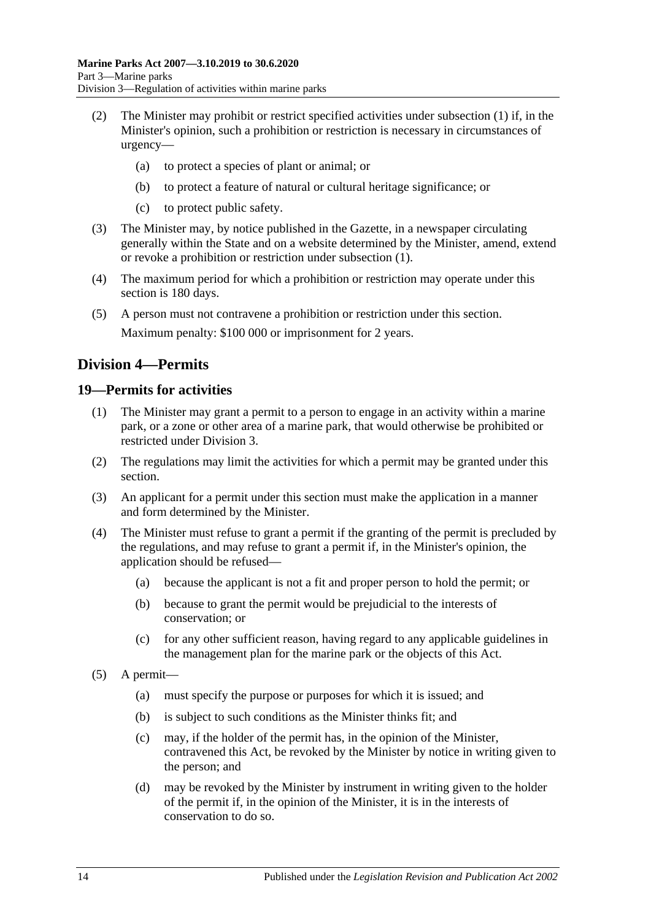(2) The Minister may prohibit or restrict specified activities under subsection (1) if, in the Minister's opinion, such a prohibition or restriction is necessary in circumstances of urgency—

(a) to protect a species of plant or animal; or

(b) to protect a feature of natural or cultural heritage significance; or

(c) to protect public safety.

(3) The Minister may, by notice published in the Gazette, in a newspaper circulating generally within the State and on a website determined by the Minister, amend, extend or revoke a prohibition or restriction under subsection (1).

(4) The maximum period for which a prohibition or restriction may operate under this section is 180 days.

(5) A person must not contravene a prohibition or restriction under this section.

Maximum penalty: $100 000 or imprisonment for 2 years.

## Division 4—Permits

### 19—Permits for activities

(1) The Minister may grant a permit to a person to engage in an activity within a marine park, or a zone or other area of a marine park, that would otherwise be prohibited or restricted under Division 3.

(2) The regulations may limit the activities for which a permit may be granted under this section.

(3) An applicant for a permit under this section must make the application in a manner and form determined by the Minister.

(4) The Minister must refuse to grant a permit if the granting of the permit is precluded by the regulations, and may refuse to grant a permit if, in the Minister's opinion, the application should be refused—

(a) because the applicant is not a fit and proper person to hold the permit; or

(b) because to grant the permit would be prejudicial to the interests of conservation; or

(c) for any other sufficient reason, having regard to any applicable guidelines in the management plan for the marine park or the objects of this Act.

(5) A permit—

(a) must specify the purpose or purposes for which it is issued; and

(b) is subject to such conditions as the Minister thinks fit; and

(c) may, if the holder of the permit has, in the opinion of the Minister, contravened this Act, be revoked by the Minister by notice in writing given to the person; and

(d) may be revoked by the Minister by instrument in writing given to the holder of the permit if, in the opinion of the Minister, it is in the interests of conservation to do so.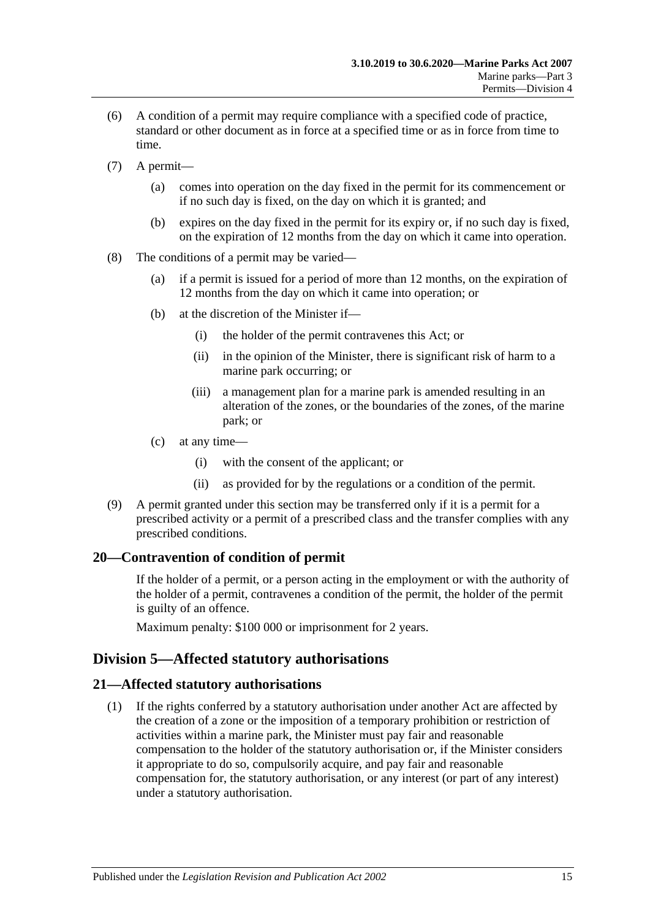(6) A condition of a permit may require compliance with a specified code of practice, standard or other document as in force at a specified time or as in force from time to time.

(7) A permit—

(a) comes into operation on the day fixed in the permit for its commencement or if no such day is fixed, on the day on which it is granted; and

(b) expires on the day fixed in the permit for its expiry or, if no such day is fixed, on the expiration of 12 months from the day on which it came into operation.

(8) The conditions of a permit may be varied—

(a) if a permit is issued for a period of more than 12 months, on the expiration of 12 months from the day on which it came into operation; or

(b) at the discretion of the Minister if—

(i) the holder of the permit contravenes this Act; or

(ii) in the opinion of the Minister, there is significant risk of harm to a marine park occurring; or

(iii) a management plan for a marine park is amended resulting in an alteration of the zones, or the boundaries of the zones, of the marine park; or

(c) at any time—

(i) with the consent of the applicant; or

(ii) as provided for by the regulations or a condition of the permit.

(9) A permit granted under this section may be transferred only if it is a permit for a prescribed activity or a permit of a prescribed class and the transfer complies with any prescribed conditions.

### 20—Contravention of condition of permit

If the holder of a permit, or a person acting in the employment or with the authority of the holder of a permit, contravenes a condition of the permit, the holder of the permit is guilty of an offence.

Maximum penalty: $100 000 or imprisonment for 2 years.

## Division 5—Affected statutory authorisations

### 21—Affected statutory authorisations

(1) If the rights conferred by a statutory authorisation under another Act are affected by the creation of a zone or the imposition of a temporary prohibition or restriction of activities within a marine park, the Minister must pay fair and reasonable compensation to the holder of the statutory authorisation or, if the Minister considers it appropriate to do so, compulsorily acquire, and pay fair and reasonable compensation for, the statutory authorisation, or any interest (or part of any interest) under a statutory authorisation.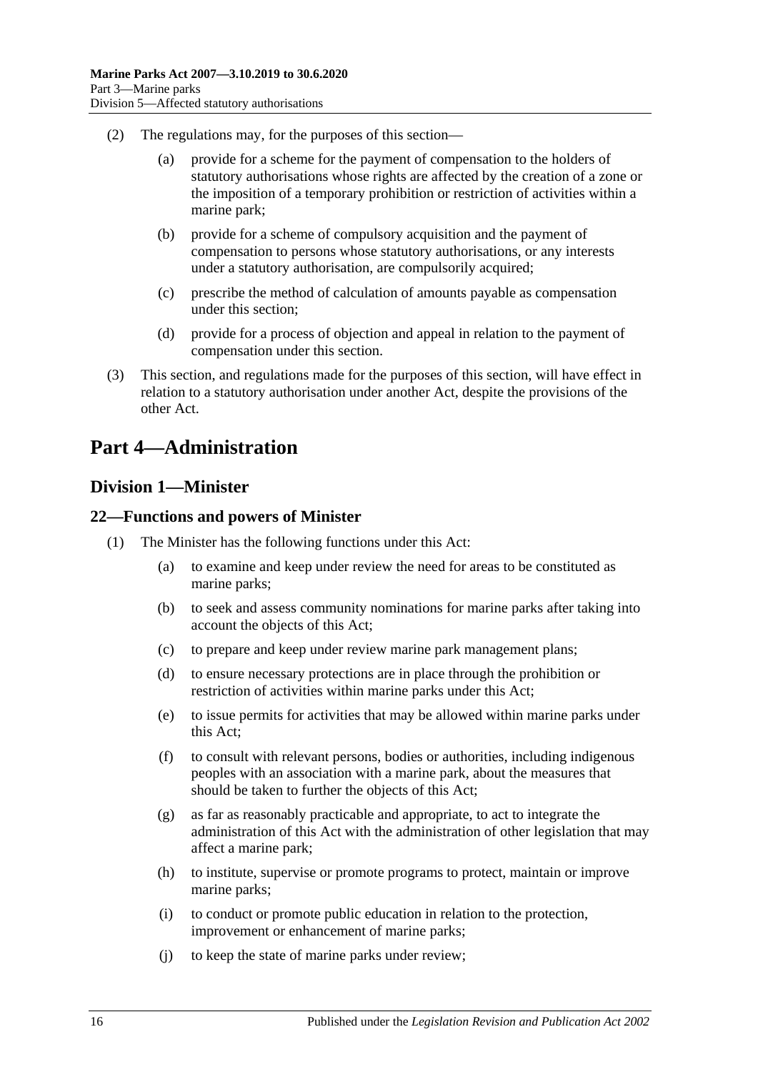(2) The regulations may, for the purposes of this section—

(a) provide for a scheme for the payment of compensation to the holders of statutory authorisations whose rights are affected by the creation of a zone or the imposition of a temporary prohibition or restriction of activities within a marine park;

(b) provide for a scheme of compulsory acquisition and the payment of compensation to persons whose statutory authorisations, or any interests under a statutory authorisation, are compulsorily acquired;

(c) prescribe the method of calculation of amounts payable as compensation under this section;

(d) provide for a process of objection and appeal in relation to the payment of compensation under this section.

(3) This section, and regulations made for the purposes of this section, will have effect in relation to a statutory authorisation under another Act, despite the provisions of the other Act.

# Part 4—Administration

## Division 1—Minister

### 22—Functions and powers of Minister

(1) The Minister has the following functions under this Act:

(a) to examine and keep under review the need for areas to be constituted as marine parks;

(b) to seek and assess community nominations for marine parks after taking into account the objects of this Act;

(c) to prepare and keep under review marine park management plans;

(d) to ensure necessary protections are in place through the prohibition or restriction of activities within marine parks under this Act;

(e) to issue permits for activities that may be allowed within marine parks under this Act;

(f) to consult with relevant persons, bodies or authorities, including indigenous peoples with an association with a marine park, about the measures that should be taken to further the objects of this Act;

(g) as far as reasonably practicable and appropriate, to act to integrate the administration of this Act with the administration of other legislation that may affect a marine park;

(h) to institute, supervise or promote programs to protect, maintain or improve marine parks;

(i) to conduct or promote public education in relation to the protection, improvement or enhancement of marine parks;

(j) to keep the state of marine parks under review;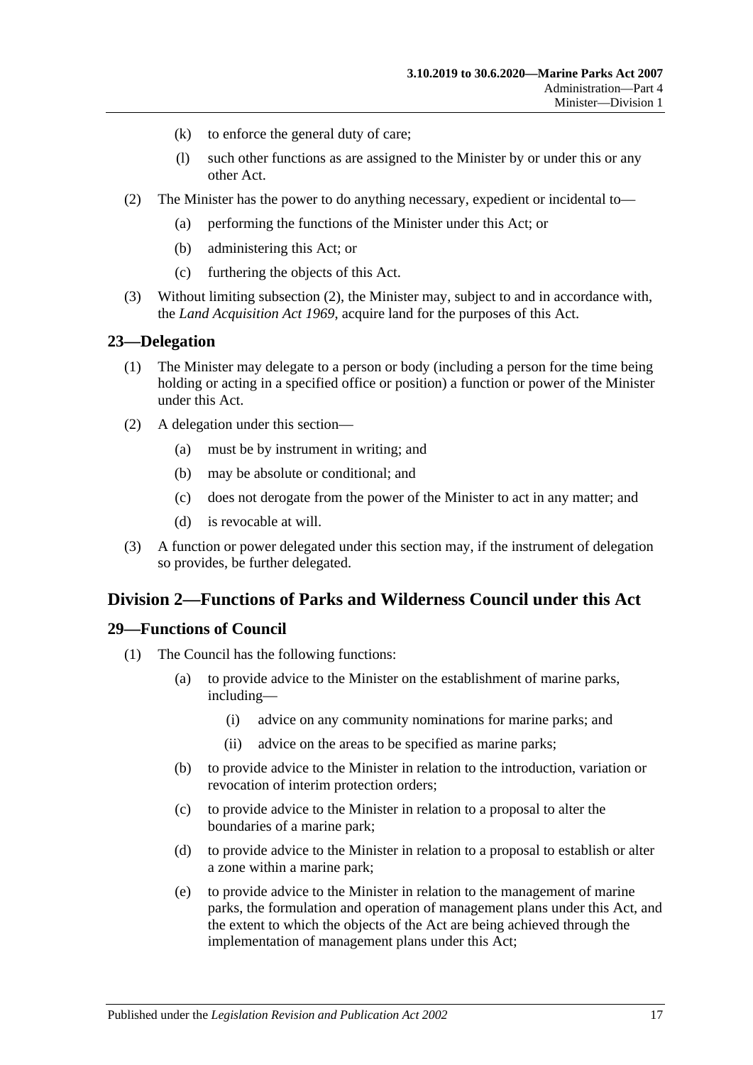(k) to enforce the general duty of care;

(l) such other functions as are assigned to the Minister by or under this or any other Act.

(2) The Minister has the power to do anything necessary, expedient or incidental to—

(a) performing the functions of the Minister under this Act; or

(b) administering this Act; or

(c) furthering the objects of this Act.

(3) Without limiting subsection (2), the Minister may, subject to and in accordance with, the *Land Acquisition Act 1969*, acquire land for the purposes of this Act.

## 23—Delegation

(1) The Minister may delegate to a person or body (including a person for the time being holding or acting in a specified office or position) a function or power of the Minister under this Act.

(2) A delegation under this section—

(a) must be by instrument in writing; and

(b) may be absolute or conditional; and

(c) does not derogate from the power of the Minister to act in any matter; and

(d) is revocable at will.

(3) A function or power delegated under this section may, if the instrument of delegation so provides, be further delegated.

# Division 2—Functions of Parks and Wilderness Council under this Act

## 29—Functions of Council

(1) The Council has the following functions:

(a) to provide advice to the Minister on the establishment of marine parks, including—

(i) advice on any community nominations for marine parks; and

(ii) advice on the areas to be specified as marine parks;

(b) to provide advice to the Minister in relation to the introduction, variation or revocation of interim protection orders;

(c) to provide advice to the Minister in relation to a proposal to alter the boundaries of a marine park;

(d) to provide advice to the Minister in relation to a proposal to establish or alter a zone within a marine park;

(e) to provide advice to the Minister in relation to the management of marine parks, the formulation and operation of management plans under this Act, and the extent to which the objects of the Act are being achieved through the implementation of management plans under this Act;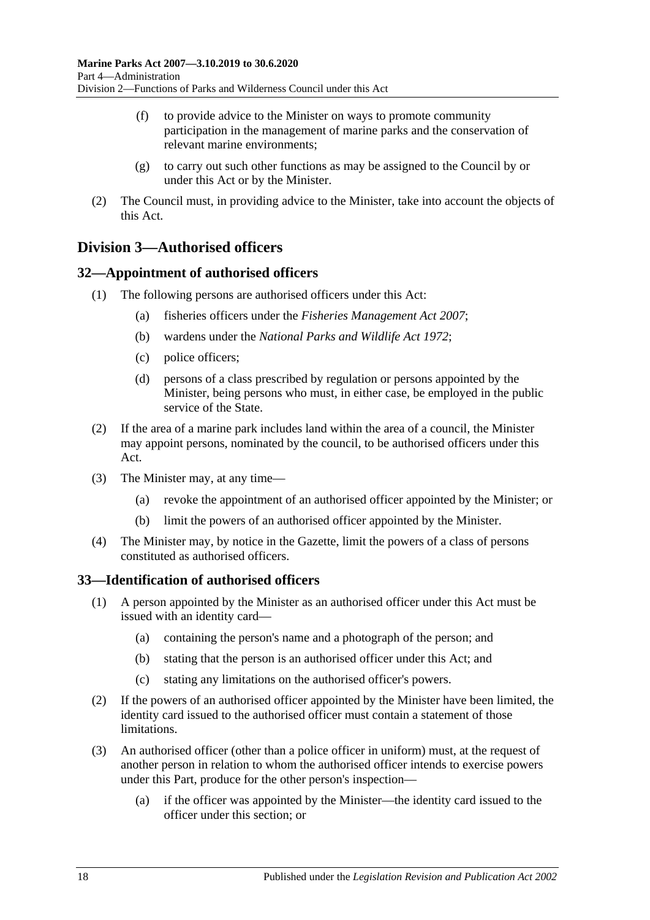(f) to provide advice to the Minister on ways to promote community participation in the management of marine parks and the conservation of relevant marine environments;

(g) to carry out such other functions as may be assigned to the Council by or under this Act or by the Minister.

(2) The Council must, in providing advice to the Minister, take into account the objects of this Act.

## Division 3—Authorised officers

### 32—Appointment of authorised officers

(1) The following persons are authorised officers under this Act:

(a) fisheries officers under the *Fisheries Management Act 2007*;

(b) wardens under the *National Parks and Wildlife Act 1972*;

(c) police officers;

(d) persons of a class prescribed by regulation or persons appointed by the Minister, being persons who must, in either case, be employed in the public service of the State.

(2) If the area of a marine park includes land within the area of a council, the Minister may appoint persons, nominated by the council, to be authorised officers under this Act.

(3) The Minister may, at any time—

(a) revoke the appointment of an authorised officer appointed by the Minister; or

(b) limit the powers of an authorised officer appointed by the Minister.

(4) The Minister may, by notice in the Gazette, limit the powers of a class of persons constituted as authorised officers.

### 33—Identification of authorised officers

(1) A person appointed by the Minister as an authorised officer under this Act must be issued with an identity card—

(a) containing the person's name and a photograph of the person; and

(b) stating that the person is an authorised officer under this Act; and

(c) stating any limitations on the authorised officer's powers.

(2) If the powers of an authorised officer appointed by the Minister have been limited, the identity card issued to the authorised officer must contain a statement of those limitations.

(3) An authorised officer (other than a police officer in uniform) must, at the request of another person in relation to whom the authorised officer intends to exercise powers under this Part, produce for the other person's inspection—

(a) if the officer was appointed by the Minister—the identity card issued to the officer under this section; or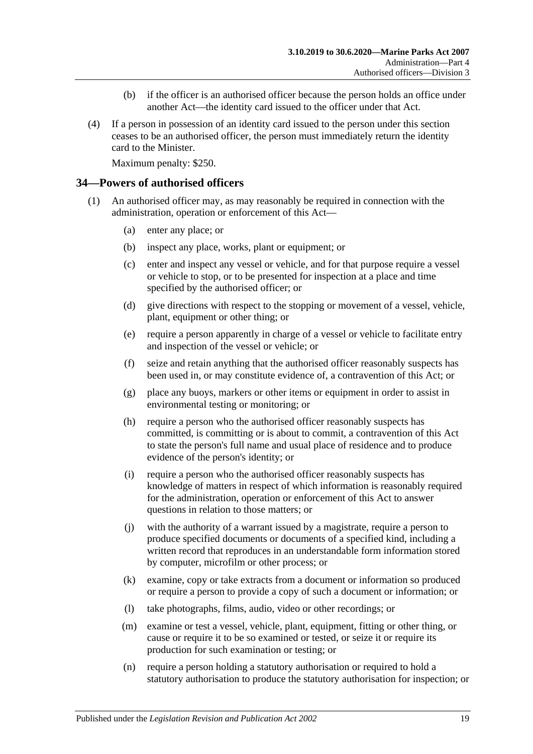(b) if the officer is an authorised officer because the person holds an office under another Act—the identity card issued to the officer under that Act.

(4) If a person in possession of an identity card issued to the person under this section ceases to be an authorised officer, the person must immediately return the identity card to the Minister.

Maximum penalty: $250.

## 34—Powers of authorised officers

(1) An authorised officer may, as may reasonably be required in connection with the administration, operation or enforcement of this Act—

(a) enter any place; or

(b) inspect any place, works, plant or equipment; or

(c) enter and inspect any vessel or vehicle, and for that purpose require a vessel or vehicle to stop, or to be presented for inspection at a place and time specified by the authorised officer; or

(d) give directions with respect to the stopping or movement of a vessel, vehicle, plant, equipment or other thing; or

(e) require a person apparently in charge of a vessel or vehicle to facilitate entry and inspection of the vessel or vehicle; or

(f) seize and retain anything that the authorised officer reasonably suspects has been used in, or may constitute evidence of, a contravention of this Act; or

(g) place any buoys, markers or other items or equipment in order to assist in environmental testing or monitoring; or

(h) require a person who the authorised officer reasonably suspects has committed, is committing or is about to commit, a contravention of this Act to state the person's full name and usual place of residence and to produce evidence of the person's identity; or

(i) require a person who the authorised officer reasonably suspects has knowledge of matters in respect of which information is reasonably required for the administration, operation or enforcement of this Act to answer questions in relation to those matters; or

(j) with the authority of a warrant issued by a magistrate, require a person to produce specified documents or documents of a specified kind, including a written record that reproduces in an understandable form information stored by computer, microfilm or other process; or

(k) examine, copy or take extracts from a document or information so produced or require a person to provide a copy of such a document or information; or

(l) take photographs, films, audio, video or other recordings; or

(m) examine or test a vessel, vehicle, plant, equipment, fitting or other thing, or cause or require it to be so examined or tested, or seize it or require its production for such examination or testing; or

(n) require a person holding a statutory authorisation or required to hold a statutory authorisation to produce the statutory authorisation for inspection; or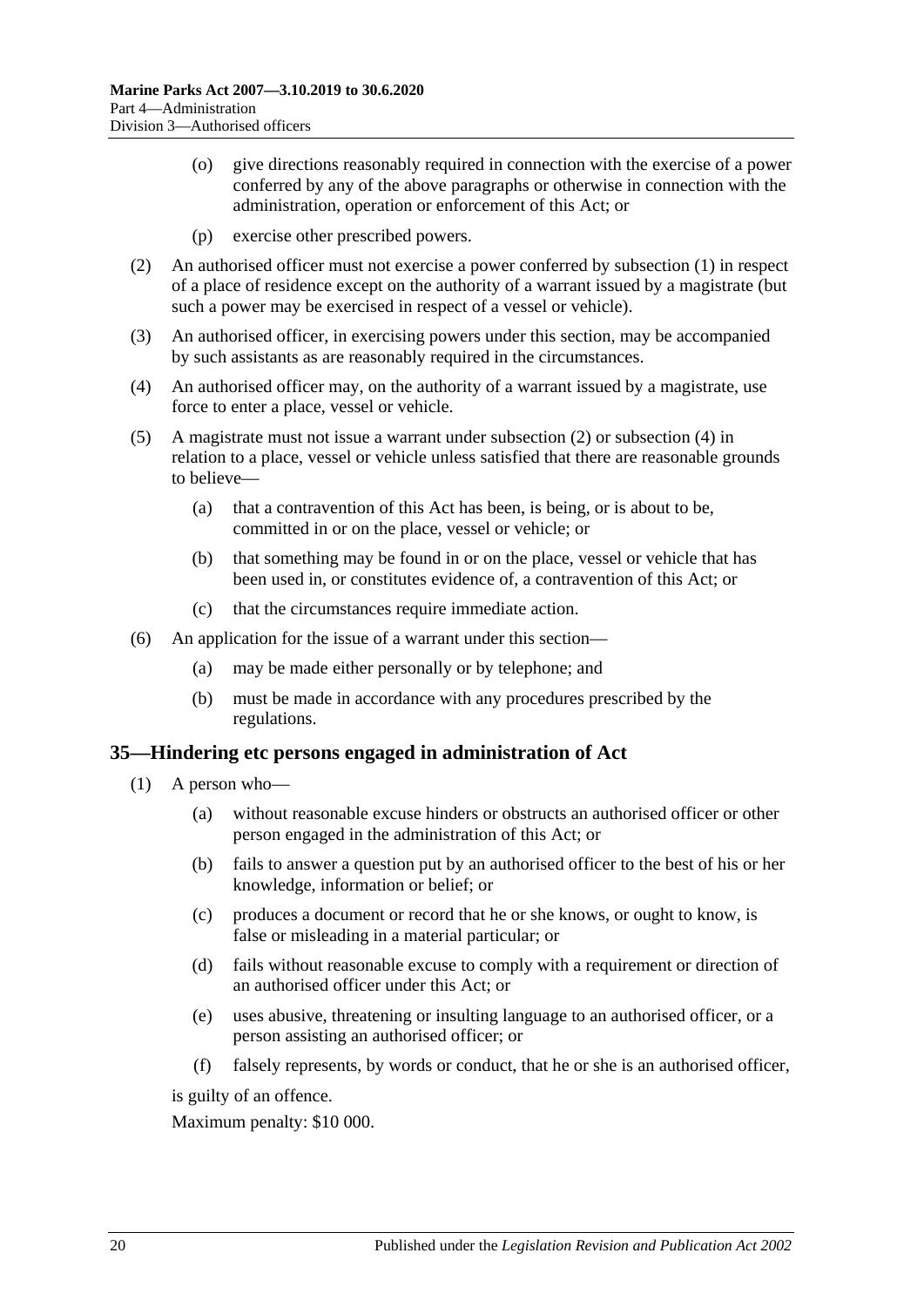(o) give directions reasonably required in connection with the exercise of a power conferred by any of the above paragraphs or otherwise in connection with the administration, operation or enforcement of this Act; or

(p) exercise other prescribed powers.

(2) An authorised officer must not exercise a power conferred by subsection (1) in respect of a place of residence except on the authority of a warrant issued by a magistrate (but such a power may be exercised in respect of a vessel or vehicle).

(3) An authorised officer, in exercising powers under this section, may be accompanied by such assistants as are reasonably required in the circumstances.

(4) An authorised officer may, on the authority of a warrant issued by a magistrate, use force to enter a place, vessel or vehicle.

(5) A magistrate must not issue a warrant under subsection (2) or subsection (4) in relation to a place, vessel or vehicle unless satisfied that there are reasonable grounds to believe—

(a) that a contravention of this Act has been, is being, or is about to be, committed in or on the place, vessel or vehicle; or

(b) that something may be found in or on the place, vessel or vehicle that has been used in, or constitutes evidence of, a contravention of this Act; or

(c) that the circumstances require immediate action.

(6) An application for the issue of a warrant under this section—

(a) may be made either personally or by telephone; and

(b) must be made in accordance with any procedures prescribed by the regulations.

## 35—Hindering etc persons engaged in administration of Act

(1) A person who—

(a) without reasonable excuse hinders or obstructs an authorised officer or other person engaged in the administration of this Act; or

(b) fails to answer a question put by an authorised officer to the best of his or her knowledge, information or belief; or

(c) produces a document or record that he or she knows, or ought to know, is false or misleading in a material particular; or

(d) fails without reasonable excuse to comply with a requirement or direction of an authorised officer under this Act; or

(e) uses abusive, threatening or insulting language to an authorised officer, or a person assisting an authorised officer; or

(f) falsely represents, by words or conduct, that he or she is an authorised officer,

is guilty of an offence.

Maximum penalty: $10 000.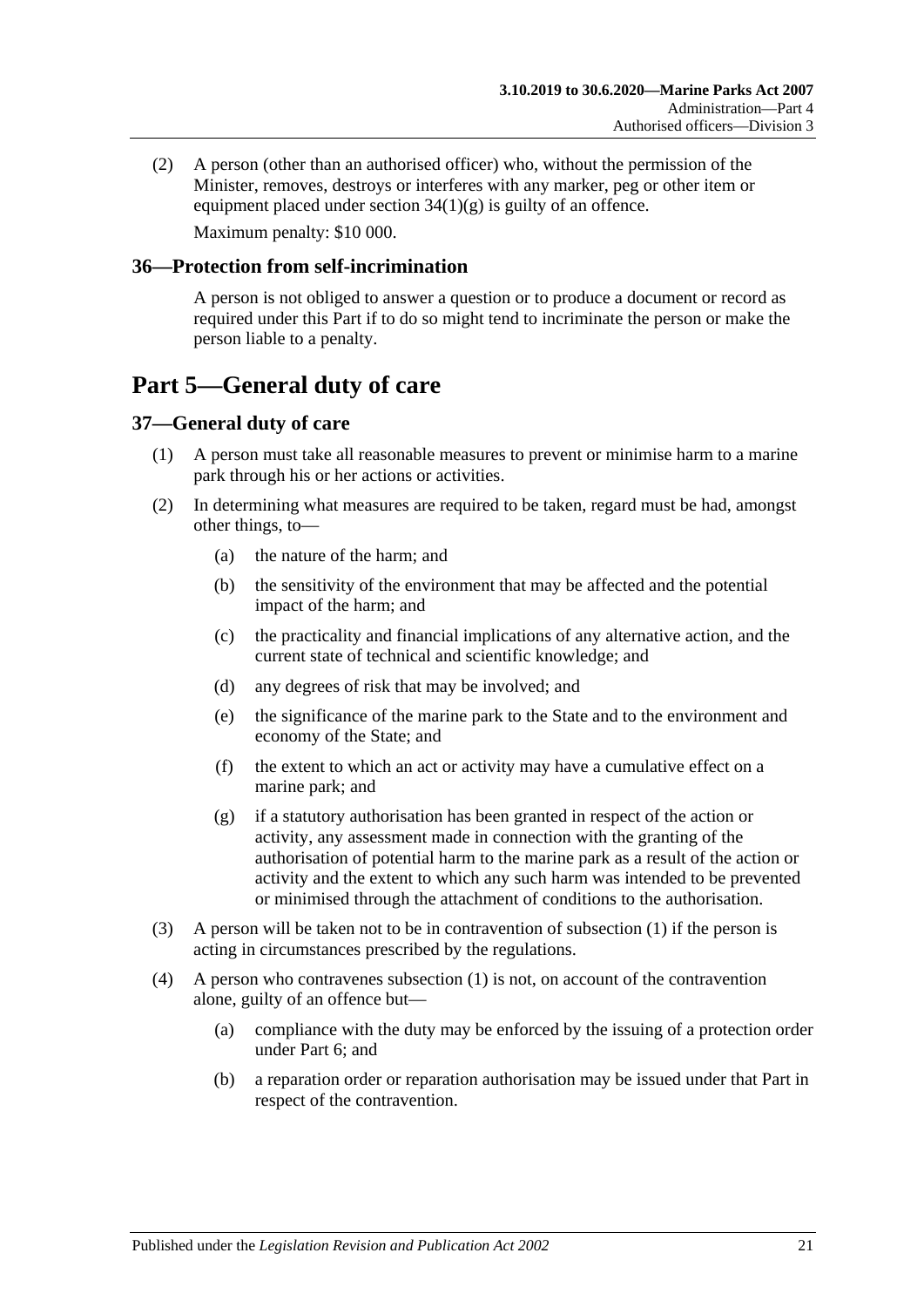(2) A person (other than an authorised officer) who, without the permission of the Minister, removes, destroys or interferes with any marker, peg or other item or equipment placed under section 34(1)(g) is guilty of an offence.

Maximum penalty: $10 000.

### 36—Protection from self-incrimination

A person is not obliged to answer a question or to produce a document or record as required under this Part if to do so might tend to incriminate the person or make the person liable to a penalty.

## Part 5—General duty of care

### 37—General duty of care

(1) A person must take all reasonable measures to prevent or minimise harm to a marine park through his or her actions or activities.

(2) In determining what measures are required to be taken, regard must be had, amongst other things, to—

- (a) the nature of the harm; and
- (b) the sensitivity of the environment that may be affected and the potential impact of the harm; and
- (c) the practicality and financial implications of any alternative action, and the current state of technical and scientific knowledge; and
- (d) any degrees of risk that may be involved; and
- (e) the significance of the marine park to the State and to the environment and economy of the State; and
- (f) the extent to which an act or activity may have a cumulative effect on a marine park; and
- (g) if a statutory authorisation has been granted in respect of the action or activity, any assessment made in connection with the granting of the authorisation of potential harm to the marine park as a result of the action or activity and the extent to which any such harm was intended to be prevented or minimised through the attachment of conditions to the authorisation.

(3) A person will be taken not to be in contravention of subsection (1) if the person is acting in circumstances prescribed by the regulations.

(4) A person who contravenes subsection (1) is not, on account of the contravention alone, guilty of an offence but—

- (a) compliance with the duty may be enforced by the issuing of a protection order under Part 6; and
- (b) a reparation order or reparation authorisation may be issued under that Part in respect of the contravention.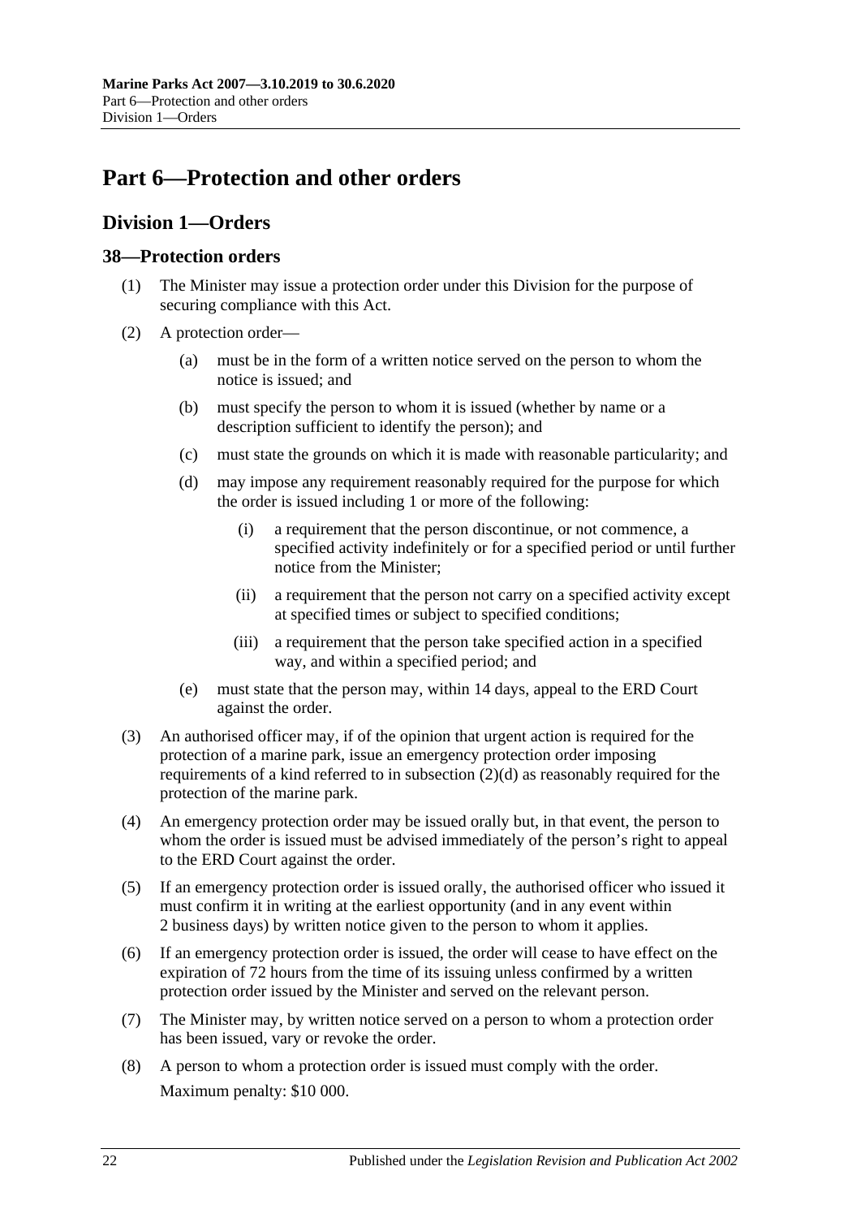# Part 6—Protection and other orders

## Division 1—Orders

### 38—Protection orders

(1) The Minister may issue a protection order under this Division for the purpose of securing compliance with this Act.

(2) A protection order—

- (a) must be in the form of a written notice served on the person to whom the notice is issued; and
- (b) must specify the person to whom it is issued (whether by name or a description sufficient to identify the person); and
- (c) must state the grounds on which it is made with reasonable particularity; and
- (d) may impose any requirement reasonably required for the purpose for which the order is issued including 1 or more of the following:
  - (i) a requirement that the person discontinue, or not commence, a specified activity indefinitely or for a specified period or until further notice from the Minister;
  - (ii) a requirement that the person not carry on a specified activity except at specified times or subject to specified conditions;
  - (iii) a requirement that the person take specified action in a specified way, and within a specified period; and
- (e) must state that the person may, within 14 days, appeal to the ERD Court against the order.

(3) An authorised officer may, if of the opinion that urgent action is required for the protection of a marine park, issue an emergency protection order imposing requirements of a kind referred to in subsection (2)(d) as reasonably required for the protection of the marine park.

(4) An emergency protection order may be issued orally but, in that event, the person to whom the order is issued must be advised immediately of the person's right to appeal to the ERD Court against the order.

(5) If an emergency protection order is issued orally, the authorised officer who issued it must confirm it in writing at the earliest opportunity (and in any event within 2 business days) by written notice given to the person to whom it applies.

(6) If an emergency protection order is issued, the order will cease to have effect on the expiration of 72 hours from the time of its issuing unless confirmed by a written protection order issued by the Minister and served on the relevant person.

(7) The Minister may, by written notice served on a person to whom a protection order has been issued, vary or revoke the order.

(8) A person to whom a protection order is issued must comply with the order.

Maximum penalty: $10 000.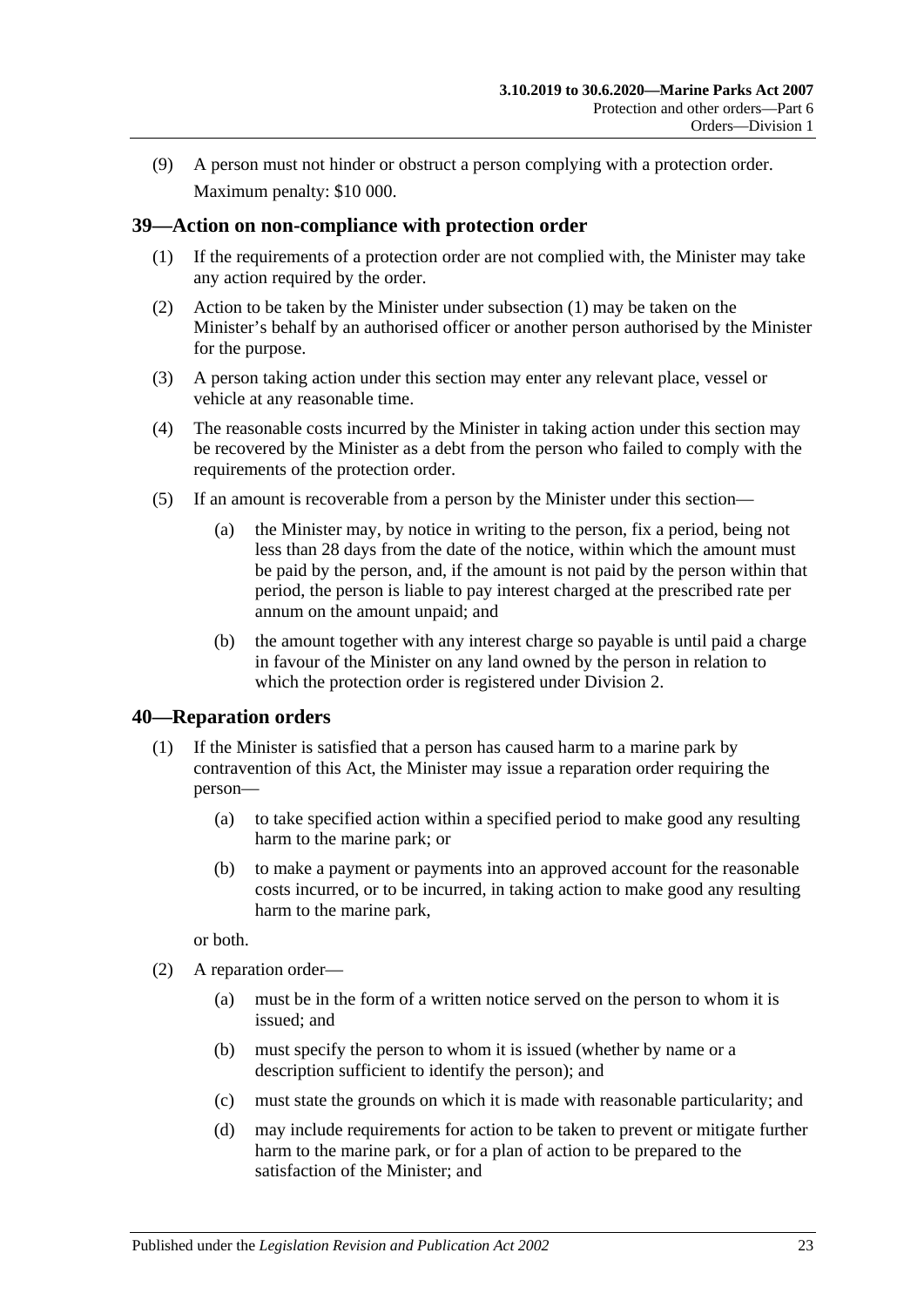(9) A person must not hinder or obstruct a person complying with a protection order.

Maximum penalty: $10 000.

## 39—Action on non-compliance with protection order

(1) If the requirements of a protection order are not complied with, the Minister may take any action required by the order.

(2) Action to be taken by the Minister under subsection (1) may be taken on the Minister's behalf by an authorised officer or another person authorised by the Minister for the purpose.

(3) A person taking action under this section may enter any relevant place, vessel or vehicle at any reasonable time.

(4) The reasonable costs incurred by the Minister in taking action under this section may be recovered by the Minister as a debt from the person who failed to comply with the requirements of the protection order.

(5) If an amount is recoverable from a person by the Minister under this section—

(a) the Minister may, by notice in writing to the person, fix a period, being not less than 28 days from the date of the notice, within which the amount must be paid by the person, and, if the amount is not paid by the person within that period, the person is liable to pay interest charged at the prescribed rate per annum on the amount unpaid; and

(b) the amount together with any interest charge so payable is until paid a charge in favour of the Minister on any land owned by the person in relation to which the protection order is registered under Division 2.

## 40—Reparation orders

(1) If the Minister is satisfied that a person has caused harm to a marine park by contravention of this Act, the Minister may issue a reparation order requiring the person—

(a) to take specified action within a specified period to make good any resulting harm to the marine park; or

(b) to make a payment or payments into an approved account for the reasonable costs incurred, or to be incurred, in taking action to make good any resulting harm to the marine park,

or both.

(2) A reparation order—

(a) must be in the form of a written notice served on the person to whom it is issued; and

(b) must specify the person to whom it is issued (whether by name or a description sufficient to identify the person); and

(c) must state the grounds on which it is made with reasonable particularity; and

(d) may include requirements for action to be taken to prevent or mitigate further harm to the marine park, or for a plan of action to be prepared to the satisfaction of the Minister; and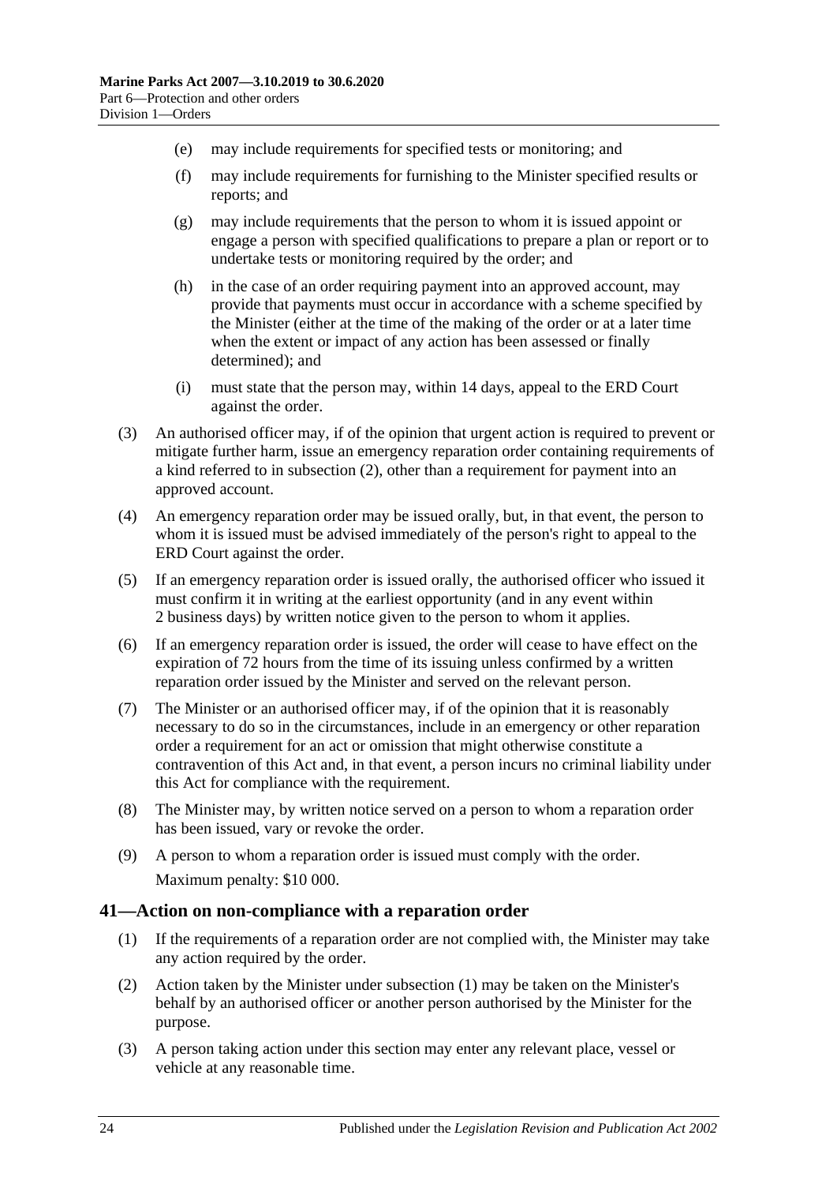(e) may include requirements for specified tests or monitoring; and

(f) may include requirements for furnishing to the Minister specified results or reports; and

(g) may include requirements that the person to whom it is issued appoint or engage a person with specified qualifications to prepare a plan or report or to undertake tests or monitoring required by the order; and

(h) in the case of an order requiring payment into an approved account, may provide that payments must occur in accordance with a scheme specified by the Minister (either at the time of the making of the order or at a later time when the extent or impact of any action has been assessed or finally determined); and

(i) must state that the person may, within 14 days, appeal to the ERD Court against the order.

(3) An authorised officer may, if of the opinion that urgent action is required to prevent or mitigate further harm, issue an emergency reparation order containing requirements of a kind referred to in subsection (2), other than a requirement for payment into an approved account.

(4) An emergency reparation order may be issued orally, but, in that event, the person to whom it is issued must be advised immediately of the person's right to appeal to the ERD Court against the order.

(5) If an emergency reparation order is issued orally, the authorised officer who issued it must confirm it in writing at the earliest opportunity (and in any event within 2 business days) by written notice given to the person to whom it applies.

(6) If an emergency reparation order is issued, the order will cease to have effect on the expiration of 72 hours from the time of its issuing unless confirmed by a written reparation order issued by the Minister and served on the relevant person.

(7) The Minister or an authorised officer may, if of the opinion that it is reasonably necessary to do so in the circumstances, include in an emergency or other reparation order a requirement for an act or omission that might otherwise constitute a contravention of this Act and, in that event, a person incurs no criminal liability under this Act for compliance with the requirement.

(8) The Minister may, by written notice served on a person to whom a reparation order has been issued, vary or revoke the order.

(9) A person to whom a reparation order is issued must comply with the order.

Maximum penalty: $10 000.

## 41—Action on non-compliance with a reparation order

(1) If the requirements of a reparation order are not complied with, the Minister may take any action required by the order.

(2) Action taken by the Minister under subsection (1) may be taken on the Minister's behalf by an authorised officer or another person authorised by the Minister for the purpose.

(3) A person taking action under this section may enter any relevant place, vessel or vehicle at any reasonable time.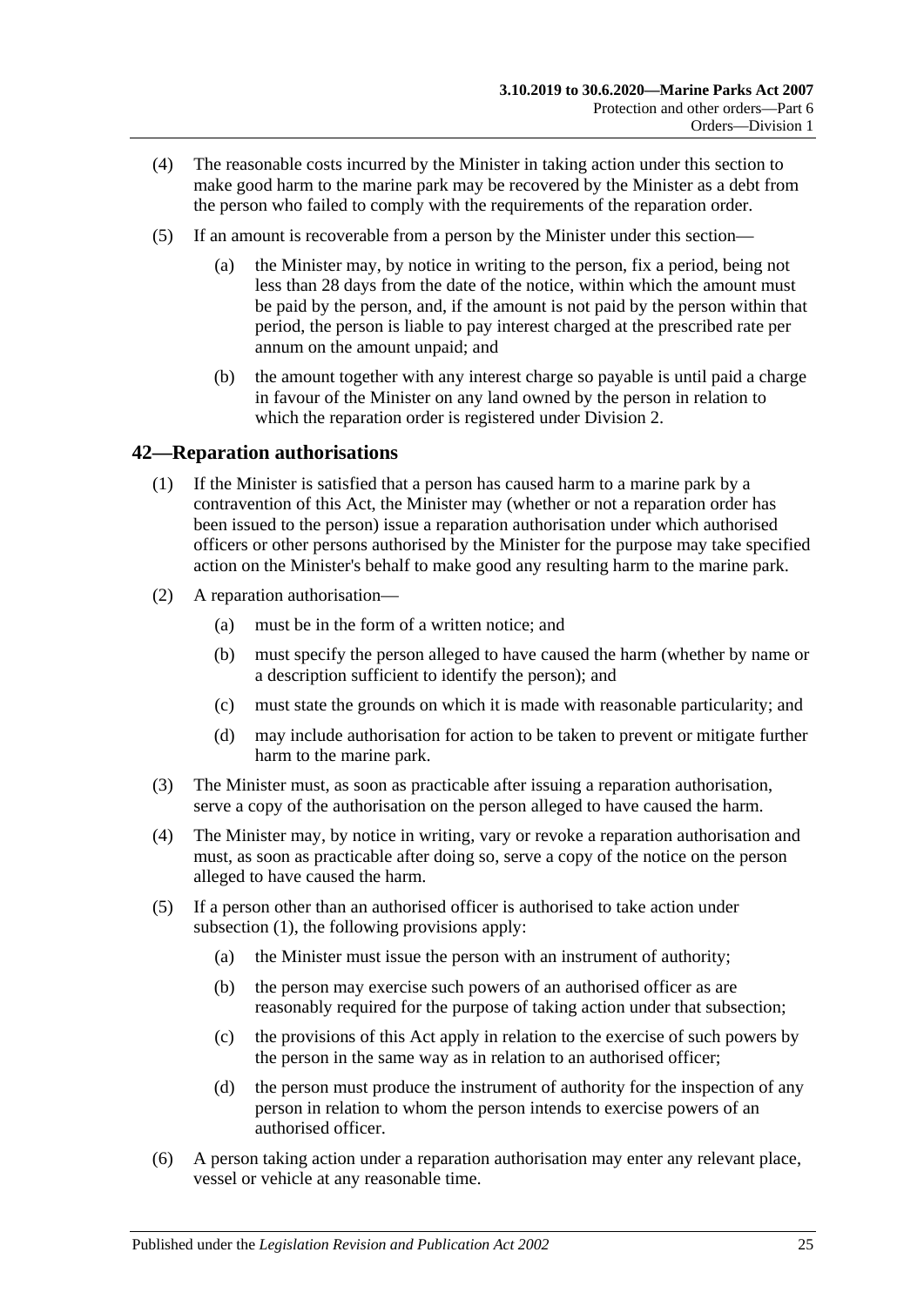(4) The reasonable costs incurred by the Minister in taking action under this section to make good harm to the marine park may be recovered by the Minister as a debt from the person who failed to comply with the requirements of the reparation order.

(5) If an amount is recoverable from a person by the Minister under this section—

(a) the Minister may, by notice in writing to the person, fix a period, being not less than 28 days from the date of the notice, within which the amount must be paid by the person, and, if the amount is not paid by the person within that period, the person is liable to pay interest charged at the prescribed rate per annum on the amount unpaid; and

(b) the amount together with any interest charge so payable is until paid a charge in favour of the Minister on any land owned by the person in relation to which the reparation order is registered under Division 2.

## 42—Reparation authorisations

(1) If the Minister is satisfied that a person has caused harm to a marine park by a contravention of this Act, the Minister may (whether or not a reparation order has been issued to the person) issue a reparation authorisation under which authorised officers or other persons authorised by the Minister for the purpose may take specified action on the Minister's behalf to make good any resulting harm to the marine park.

(2) A reparation authorisation—

(a) must be in the form of a written notice; and

(b) must specify the person alleged to have caused the harm (whether by name or a description sufficient to identify the person); and

(c) must state the grounds on which it is made with reasonable particularity; and

(d) may include authorisation for action to be taken to prevent or mitigate further harm to the marine park.

(3) The Minister must, as soon as practicable after issuing a reparation authorisation, serve a copy of the authorisation on the person alleged to have caused the harm.

(4) The Minister may, by notice in writing, vary or revoke a reparation authorisation and must, as soon as practicable after doing so, serve a copy of the notice on the person alleged to have caused the harm.

(5) If a person other than an authorised officer is authorised to take action under subsection (1), the following provisions apply:

(a) the Minister must issue the person with an instrument of authority;

(b) the person may exercise such powers of an authorised officer as are reasonably required for the purpose of taking action under that subsection;

(c) the provisions of this Act apply in relation to the exercise of such powers by the person in the same way as in relation to an authorised officer;

(d) the person must produce the instrument of authority for the inspection of any person in relation to whom the person intends to exercise powers of an authorised officer.

(6) A person taking action under a reparation authorisation may enter any relevant place, vessel or vehicle at any reasonable time.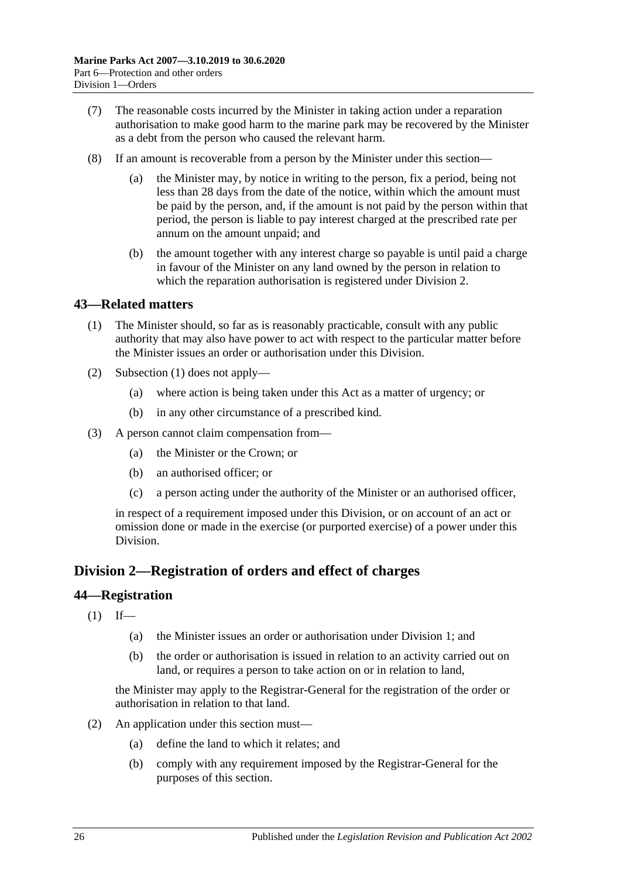(7) The reasonable costs incurred by the Minister in taking action under a reparation authorisation to make good harm to the marine park may be recovered by the Minister as a debt from the person who caused the relevant harm.

(8) If an amount is recoverable from a person by the Minister under this section—

(a) the Minister may, by notice in writing to the person, fix a period, being not less than 28 days from the date of the notice, within which the amount must be paid by the person, and, if the amount is not paid by the person within that period, the person is liable to pay interest charged at the prescribed rate per annum on the amount unpaid; and

(b) the amount together with any interest charge so payable is until paid a charge in favour of the Minister on any land owned by the person in relation to which the reparation authorisation is registered under Division 2.

### 43—Related matters

(1) The Minister should, so far as is reasonably practicable, consult with any public authority that may also have power to act with respect to the particular matter before the Minister issues an order or authorisation under this Division.

(2) Subsection (1) does not apply—

(a) where action is being taken under this Act as a matter of urgency; or

(b) in any other circumstance of a prescribed kind.

(3) A person cannot claim compensation from—

(a) the Minister or the Crown; or

(b) an authorised officer; or

(c) a person acting under the authority of the Minister or an authorised officer,

in respect of a requirement imposed under this Division, or on account of an act or omission done or made in the exercise (or purported exercise) of a power under this Division.

## Division 2—Registration of orders and effect of charges

### 44—Registration

(1) If—

(a) the Minister issues an order or authorisation under Division 1; and

(b) the order or authorisation is issued in relation to an activity carried out on land, or requires a person to take action on or in relation to land,

the Minister may apply to the Registrar-General for the registration of the order or authorisation in relation to that land.

(2) An application under this section must—

(a) define the land to which it relates; and

(b) comply with any requirement imposed by the Registrar-General for the purposes of this section.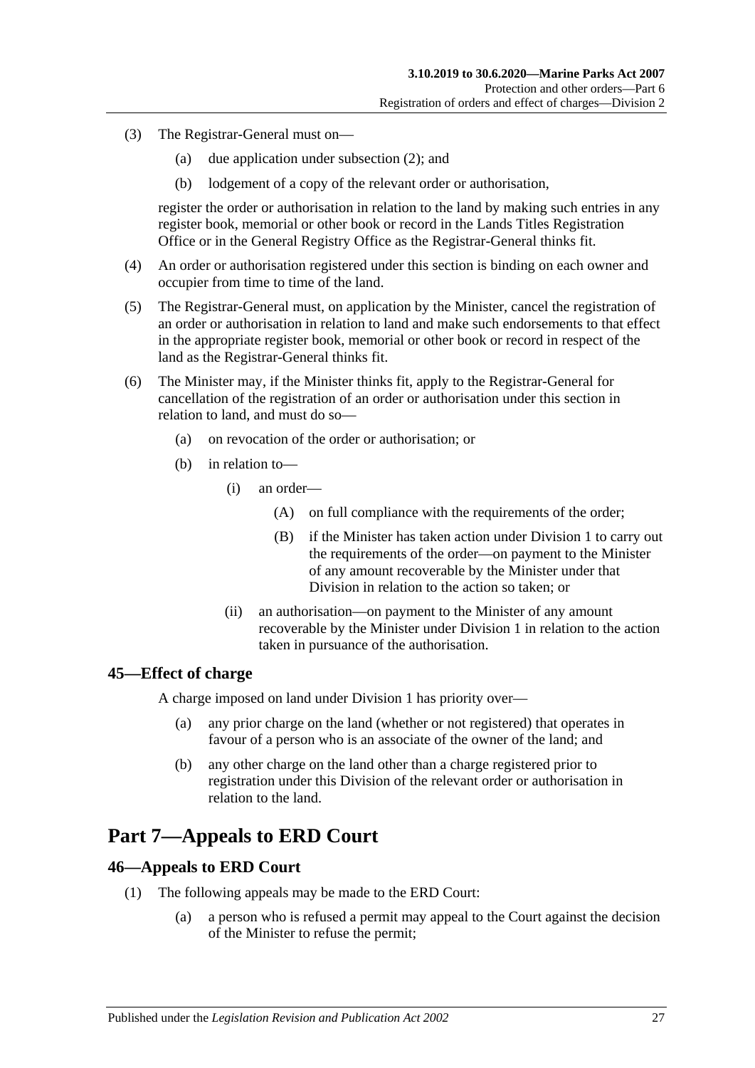(3) The Registrar-General must on—

 (a) due application under subsection (2); and

 (b) lodgement of a copy of the relevant order or authorisation,

register the order or authorisation in relation to the land by making such entries in any register book, memorial or other book or record in the Lands Titles Registration Office or in the General Registry Office as the Registrar-General thinks fit.

(4) An order or authorisation registered under this section is binding on each owner and occupier from time to time of the land.

(5) The Registrar-General must, on application by the Minister, cancel the registration of an order or authorisation in relation to land and make such endorsements to that effect in the appropriate register book, memorial or other book or record in respect of the land as the Registrar-General thinks fit.

(6) The Minister may, if the Minister thinks fit, apply to the Registrar-General for cancellation of the registration of an order or authorisation under this section in relation to land, and must do so—

 (a) on revocation of the order or authorisation; or

 (b) in relation to—

  (i) an order—

   (A) on full compliance with the requirements of the order;

   (B) if the Minister has taken action under Division 1 to carry out the requirements of the order—on payment to the Minister of any amount recoverable by the Minister under that Division in relation to the action so taken; or

  (ii) an authorisation—on payment to the Minister of any amount recoverable by the Minister under Division 1 in relation to the action taken in pursuance of the authorisation.

### 45—Effect of charge

A charge imposed on land under Division 1 has priority over—

 (a) any prior charge on the land (whether or not registered) that operates in favour of a person who is an associate of the owner of the land; and

 (b) any other charge on the land other than a charge registered prior to registration under this Division of the relevant order or authorisation in relation to the land.

## Part 7—Appeals to ERD Court

### 46—Appeals to ERD Court

(1) The following appeals may be made to the ERD Court:

 (a) a person who is refused a permit may appeal to the Court against the decision of the Minister to refuse the permit;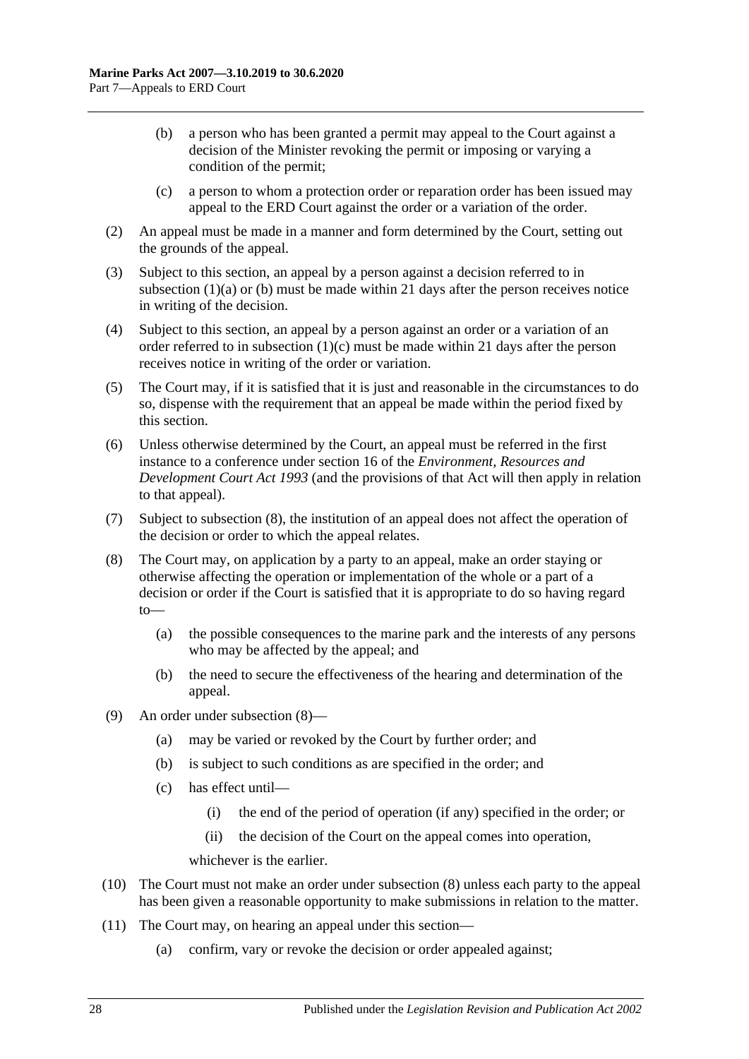(b) a person who has been granted a permit may appeal to the Court against a decision of the Minister revoking the permit or imposing or varying a condition of the permit;

(c) a person to whom a protection order or reparation order has been issued may appeal to the ERD Court against the order or a variation of the order.

(2) An appeal must be made in a manner and form determined by the Court, setting out the grounds of the appeal.

(3) Subject to this section, an appeal by a person against a decision referred to in subsection (1)(a) or (b) must be made within 21 days after the person receives notice in writing of the decision.

(4) Subject to this section, an appeal by a person against an order or a variation of an order referred to in subsection (1)(c) must be made within 21 days after the person receives notice in writing of the order or variation.

(5) The Court may, if it is satisfied that it is just and reasonable in the circumstances to do so, dispense with the requirement that an appeal be made within the period fixed by this section.

(6) Unless otherwise determined by the Court, an appeal must be referred in the first instance to a conference under section 16 of the *Environment, Resources and Development Court Act 1993* (and the provisions of that Act will then apply in relation to that appeal).

(7) Subject to subsection (8), the institution of an appeal does not affect the operation of the decision or order to which the appeal relates.

(8) The Court may, on application by a party to an appeal, make an order staying or otherwise affecting the operation or implementation of the whole or a part of a decision or order if the Court is satisfied that it is appropriate to do so having regard to—

(a) the possible consequences to the marine park and the interests of any persons who may be affected by the appeal; and

(b) the need to secure the effectiveness of the hearing and determination of the appeal.

(9) An order under subsection (8)—

(a) may be varied or revoked by the Court by further order; and

(b) is subject to such conditions as are specified in the order; and

(c) has effect until—

(i) the end of the period of operation (if any) specified in the order; or

(ii) the decision of the Court on the appeal comes into operation,

whichever is the earlier.

(10) The Court must not make an order under subsection (8) unless each party to the appeal has been given a reasonable opportunity to make submissions in relation to the matter.

(11) The Court may, on hearing an appeal under this section—

(a) confirm, vary or revoke the decision or order appealed against;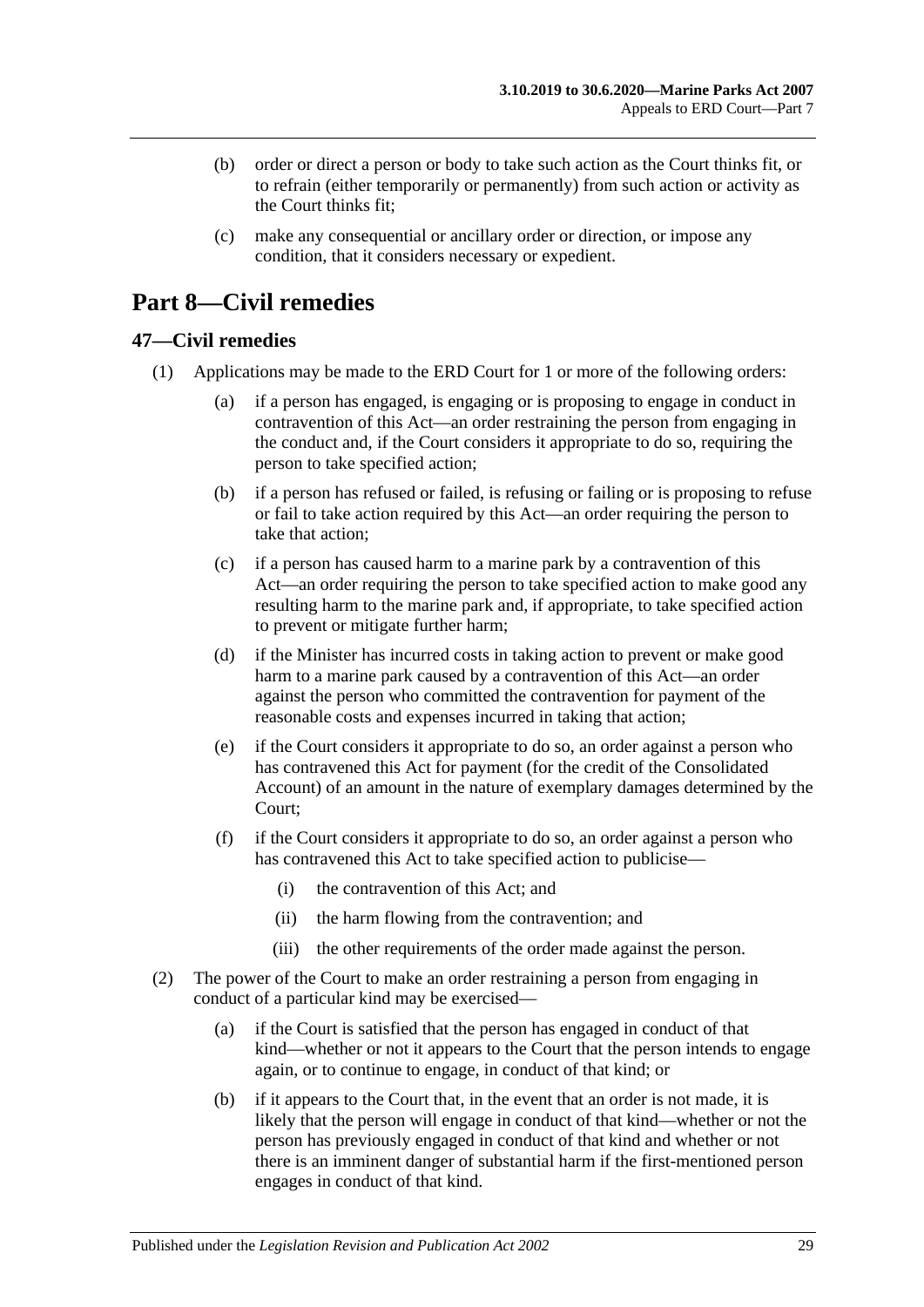(b) order or direct a person or body to take such action as the Court thinks fit, or to refrain (either temporarily or permanently) from such action or activity as the Court thinks fit;

(c) make any consequential or ancillary order or direction, or impose any condition, that it considers necessary or expedient.

# Part 8—Civil remedies

## 47—Civil remedies

(1) Applications may be made to the ERD Court for 1 or more of the following orders:

(a) if a person has engaged, is engaging or is proposing to engage in conduct in contravention of this Act—an order restraining the person from engaging in the conduct and, if the Court considers it appropriate to do so, requiring the person to take specified action;

(b) if a person has refused or failed, is refusing or failing or is proposing to refuse or fail to take action required by this Act—an order requiring the person to take that action;

(c) if a person has caused harm to a marine park by a contravention of this Act—an order requiring the person to take specified action to make good any resulting harm to the marine park and, if appropriate, to take specified action to prevent or mitigate further harm;

(d) if the Minister has incurred costs in taking action to prevent or make good harm to a marine park caused by a contravention of this Act—an order against the person who committed the contravention for payment of the reasonable costs and expenses incurred in taking that action;

(e) if the Court considers it appropriate to do so, an order against a person who has contravened this Act for payment (for the credit of the Consolidated Account) of an amount in the nature of exemplary damages determined by the Court;

(f) if the Court considers it appropriate to do so, an order against a person who has contravened this Act to take specified action to publicise—

(i) the contravention of this Act; and

(ii) the harm flowing from the contravention; and

(iii) the other requirements of the order made against the person.

(2) The power of the Court to make an order restraining a person from engaging in conduct of a particular kind may be exercised—

(a) if the Court is satisfied that the person has engaged in conduct of that kind—whether or not it appears to the Court that the person intends to engage again, or to continue to engage, in conduct of that kind; or

(b) if it appears to the Court that, in the event that an order is not made, it is likely that the person will engage in conduct of that kind—whether or not the person has previously engaged in conduct of that kind and whether or not there is an imminent danger of substantial harm if the first-mentioned person engages in conduct of that kind.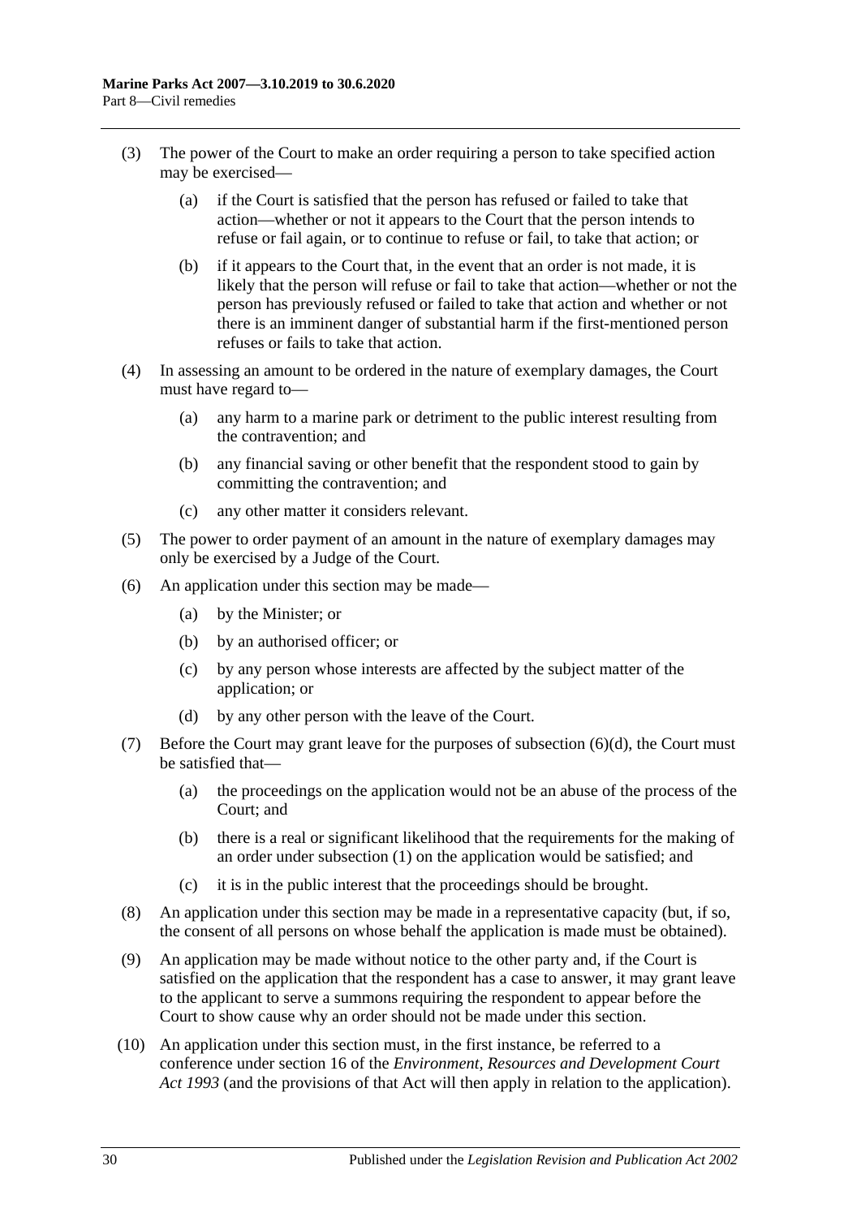(3) The power of the Court to make an order requiring a person to take specified action may be exercised—

(a) if the Court is satisfied that the person has refused or failed to take that action—whether or not it appears to the Court that the person intends to refuse or fail again, or to continue to refuse or fail, to take that action; or

(b) if it appears to the Court that, in the event that an order is not made, it is likely that the person will refuse or fail to take that action—whether or not the person has previously refused or failed to take that action and whether or not there is an imminent danger of substantial harm if the first-mentioned person refuses or fails to take that action.

(4) In assessing an amount to be ordered in the nature of exemplary damages, the Court must have regard to—

(a) any harm to a marine park or detriment to the public interest resulting from the contravention; and

(b) any financial saving or other benefit that the respondent stood to gain by committing the contravention; and

(c) any other matter it considers relevant.

(5) The power to order payment of an amount in the nature of exemplary damages may only be exercised by a Judge of the Court.

(6) An application under this section may be made—

(a) by the Minister; or

(b) by an authorised officer; or

(c) by any person whose interests are affected by the subject matter of the application; or

(d) by any other person with the leave of the Court.

(7) Before the Court may grant leave for the purposes of subsection (6)(d), the Court must be satisfied that—

(a) the proceedings on the application would not be an abuse of the process of the Court; and

(b) there is a real or significant likelihood that the requirements for the making of an order under subsection (1) on the application would be satisfied; and

(c) it is in the public interest that the proceedings should be brought.

(8) An application under this section may be made in a representative capacity (but, if so, the consent of all persons on whose behalf the application is made must be obtained).

(9) An application may be made without notice to the other party and, if the Court is satisfied on the application that the respondent has a case to answer, it may grant leave to the applicant to serve a summons requiring the respondent to appear before the Court to show cause why an order should not be made under this section.

(10) An application under this section must, in the first instance, be referred to a conference under section 16 of the *Environment, Resources and Development Court Act 1993* (and the provisions of that Act will then apply in relation to the application).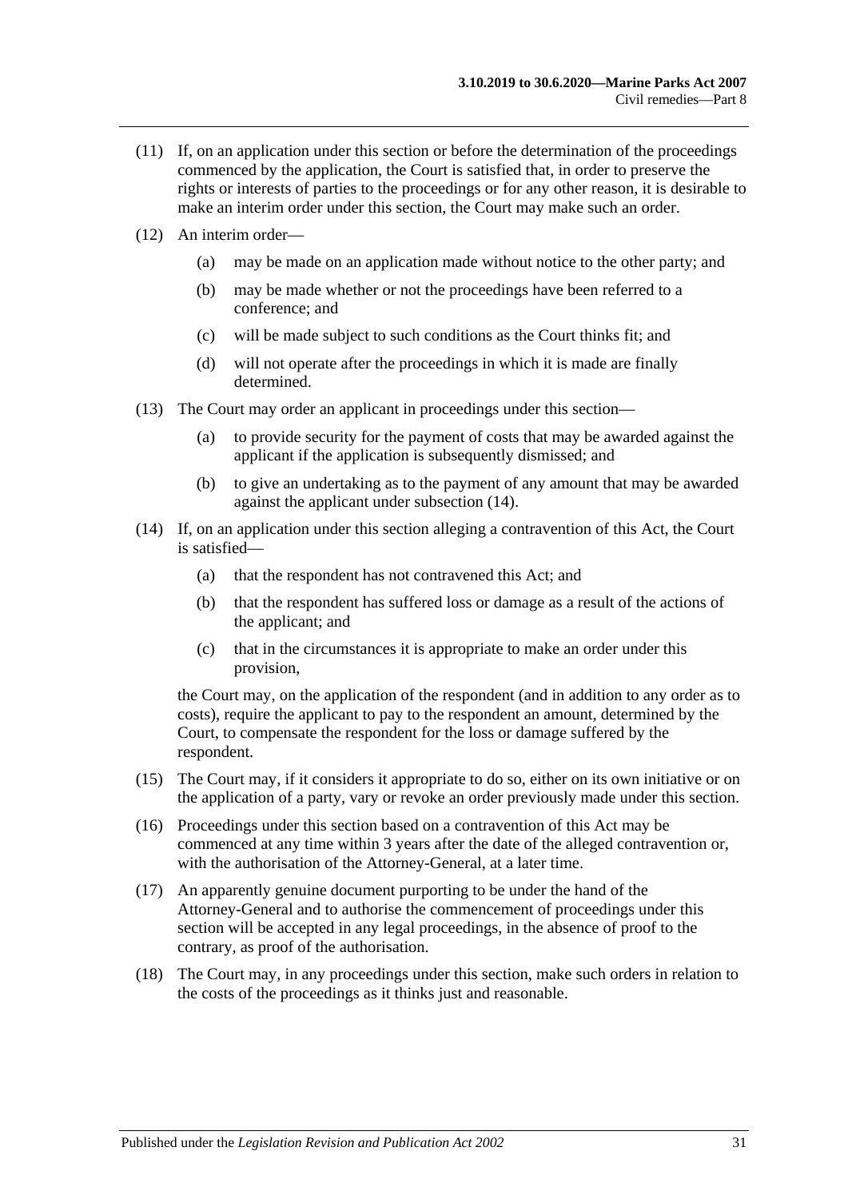(11) If, on an application under this section or before the determination of the proceedings commenced by the application, the Court is satisfied that, in order to preserve the rights or interests of parties to the proceedings or for any other reason, it is desirable to make an interim order under this section, the Court may make such an order.

(12) An interim order—

- (a) may be made on an application made without notice to the other party; and
- (b) may be made whether or not the proceedings have been referred to a conference; and
- (c) will be made subject to such conditions as the Court thinks fit; and
- (d) will not operate after the proceedings in which it is made are finally determined.

(13) The Court may order an applicant in proceedings under this section—

- (a) to provide security for the payment of costs that may be awarded against the applicant if the application is subsequently dismissed; and
- (b) to give an undertaking as to the payment of any amount that may be awarded against the applicant under subsection (14).

(14) If, on an application under this section alleging a contravention of this Act, the Court is satisfied—

- (a) that the respondent has not contravened this Act; and
- (b) that the respondent has suffered loss or damage as a result of the actions of the applicant; and
- (c) that in the circumstances it is appropriate to make an order under this provision,

the Court may, on the application of the respondent (and in addition to any order as to costs), require the applicant to pay to the respondent an amount, determined by the Court, to compensate the respondent for the loss or damage suffered by the respondent.

(15) The Court may, if it considers it appropriate to do so, either on its own initiative or on the application of a party, vary or revoke an order previously made under this section.

(16) Proceedings under this section based on a contravention of this Act may be commenced at any time within 3 years after the date of the alleged contravention or, with the authorisation of the Attorney-General, at a later time.

(17) An apparently genuine document purporting to be under the hand of the Attorney-General and to authorise the commencement of proceedings under this section will be accepted in any legal proceedings, in the absence of proof to the contrary, as proof of the authorisation.

(18) The Court may, in any proceedings under this section, make such orders in relation to the costs of the proceedings as it thinks just and reasonable.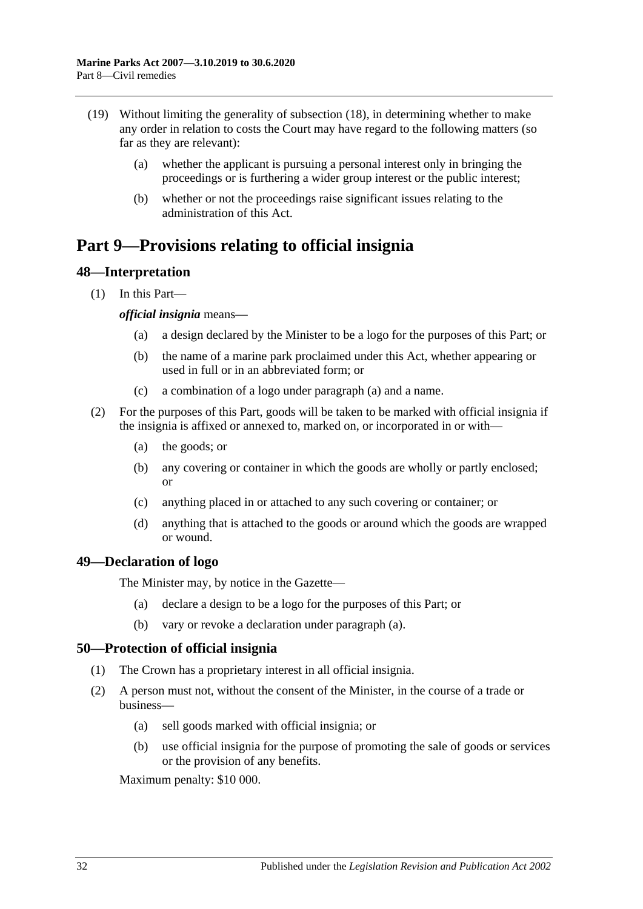(19) Without limiting the generality of subsection (18), in determining whether to make any order in relation to costs the Court may have regard to the following matters (so far as they are relevant):

(a) whether the applicant is pursuing a personal interest only in bringing the proceedings or is furthering a wider group interest or the public interest;

(b) whether or not the proceedings raise significant issues relating to the administration of this Act.

# Part 9—Provisions relating to official insignia

## 48—Interpretation

(1) In this Part—

***official insignia*** means—

(a) a design declared by the Minister to be a logo for the purposes of this Part; or

(b) the name of a marine park proclaimed under this Act, whether appearing or used in full or in an abbreviated form; or

(c) a combination of a logo under paragraph (a) and a name.

(2) For the purposes of this Part, goods will be taken to be marked with official insignia if the insignia is affixed or annexed to, marked on, or incorporated in or with—

(a) the goods; or

(b) any covering or container in which the goods are wholly or partly enclosed; or

(c) anything placed in or attached to any such covering or container; or

(d) anything that is attached to the goods or around which the goods are wrapped or wound.

## 49—Declaration of logo

The Minister may, by notice in the Gazette—

(a) declare a design to be a logo for the purposes of this Part; or

(b) vary or revoke a declaration under paragraph (a).

## 50—Protection of official insignia

(1) The Crown has a proprietary interest in all official insignia.

(2) A person must not, without the consent of the Minister, in the course of a trade or business—

(a) sell goods marked with official insignia; or

(b) use official insignia for the purpose of promoting the sale of goods or services or the provision of any benefits.

Maximum penalty: $10 000.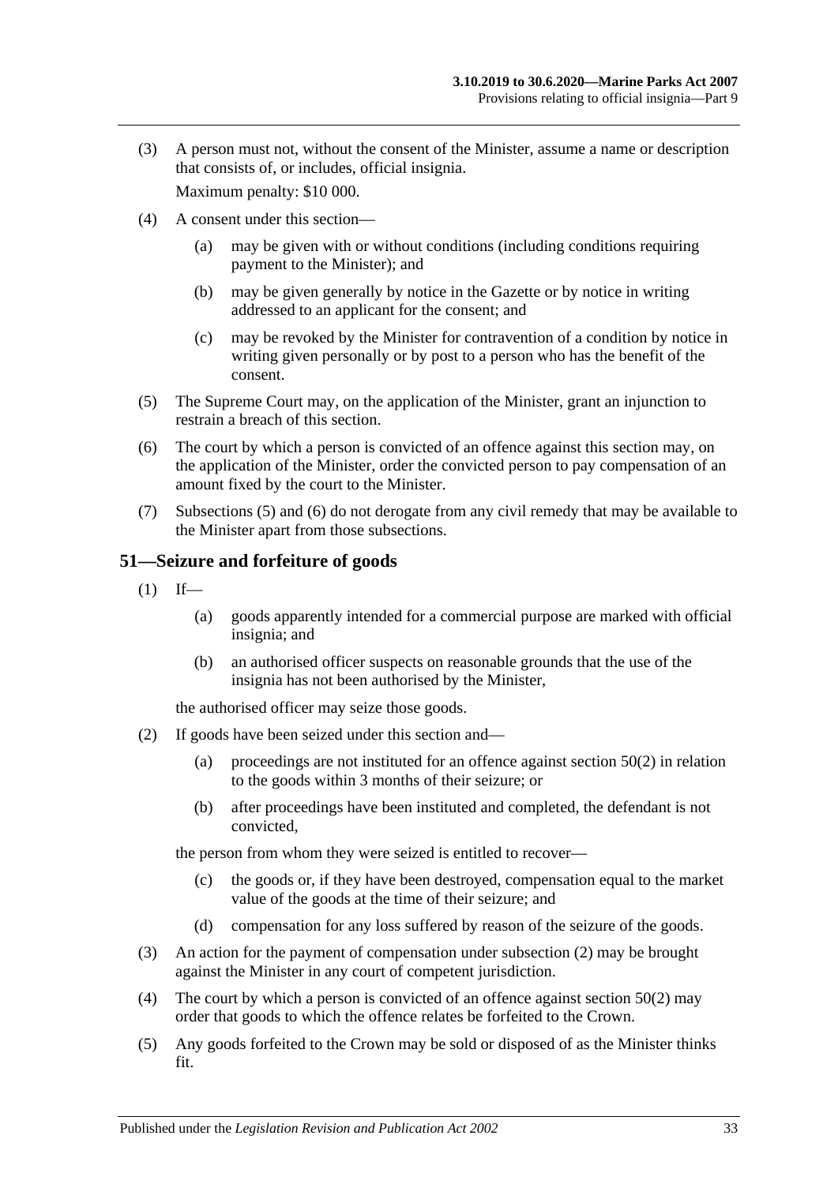(3) A person must not, without the consent of the Minister, assume a name or description that consists of, or includes, official insignia.

Maximum penalty: $10 000.

(4) A consent under this section—

(a) may be given with or without conditions (including conditions requiring payment to the Minister); and

(b) may be given generally by notice in the Gazette or by notice in writing addressed to an applicant for the consent; and

(c) may be revoked by the Minister for contravention of a condition by notice in writing given personally or by post to a person who has the benefit of the consent.

(5) The Supreme Court may, on the application of the Minister, grant an injunction to restrain a breach of this section.

(6) The court by which a person is convicted of an offence against this section may, on the application of the Minister, order the convicted person to pay compensation of an amount fixed by the court to the Minister.

(7) Subsections (5) and (6) do not derogate from any civil remedy that may be available to the Minister apart from those subsections.

## 51—Seizure and forfeiture of goods

(1) If—

(a) goods apparently intended for a commercial purpose are marked with official insignia; and

(b) an authorised officer suspects on reasonable grounds that the use of the insignia has not been authorised by the Minister,

the authorised officer may seize those goods.

(2) If goods have been seized under this section and—

(a) proceedings are not instituted for an offence against section 50(2) in relation to the goods within 3 months of their seizure; or

(b) after proceedings have been instituted and completed, the defendant is not convicted,

the person from whom they were seized is entitled to recover—

(c) the goods or, if they have been destroyed, compensation equal to the market value of the goods at the time of their seizure; and

(d) compensation for any loss suffered by reason of the seizure of the goods.

(3) An action for the payment of compensation under subsection (2) may be brought against the Minister in any court of competent jurisdiction.

(4) The court by which a person is convicted of an offence against section 50(2) may order that goods to which the offence relates be forfeited to the Crown.

(5) Any goods forfeited to the Crown may be sold or disposed of as the Minister thinks fit.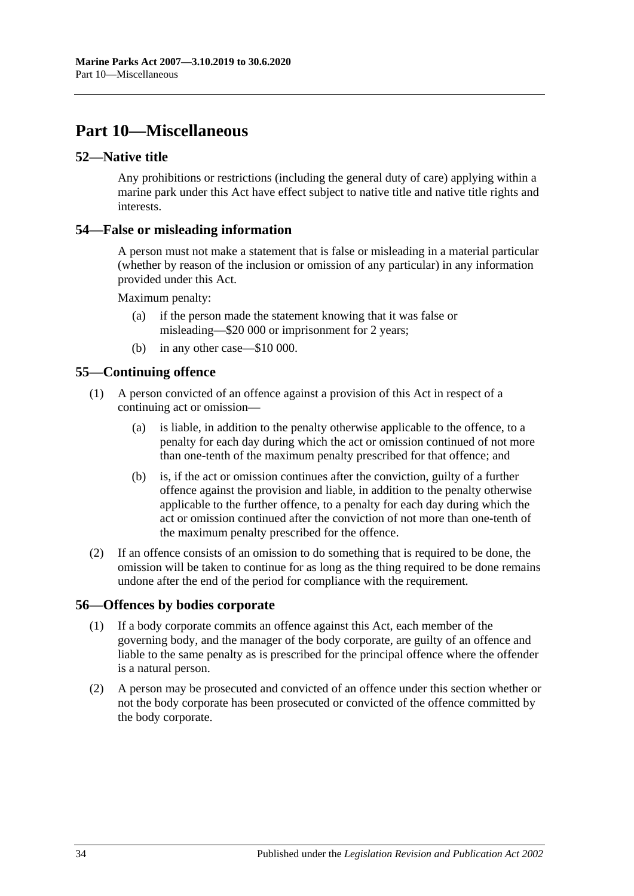# Part 10—Miscellaneous

## 52—Native title

Any prohibitions or restrictions (including the general duty of care) applying within a marine park under this Act have effect subject to native title and native title rights and interests.

## 54—False or misleading information

A person must not make a statement that is false or misleading in a material particular (whether by reason of the inclusion or omission of any particular) in any information provided under this Act.

Maximum penalty:

(a) if the person made the statement knowing that it was false or misleading—$20 000 or imprisonment for 2 years;

(b) in any other case—$10 000.

## 55—Continuing offence

(1) A person convicted of an offence against a provision of this Act in respect of a continuing act or omission—

(a) is liable, in addition to the penalty otherwise applicable to the offence, to a penalty for each day during which the act or omission continued of not more than one-tenth of the maximum penalty prescribed for that offence; and

(b) is, if the act or omission continues after the conviction, guilty of a further offence against the provision and liable, in addition to the penalty otherwise applicable to the further offence, to a penalty for each day during which the act or omission continued after the conviction of not more than one-tenth of the maximum penalty prescribed for the offence.

(2) If an offence consists of an omission to do something that is required to be done, the omission will be taken to continue for as long as the thing required to be done remains undone after the end of the period for compliance with the requirement.

## 56—Offences by bodies corporate

(1) If a body corporate commits an offence against this Act, each member of the governing body, and the manager of the body corporate, are guilty of an offence and liable to the same penalty as is prescribed for the principal offence where the offender is a natural person.

(2) A person may be prosecuted and convicted of an offence under this section whether or not the body corporate has been prosecuted or convicted of the offence committed by the body corporate.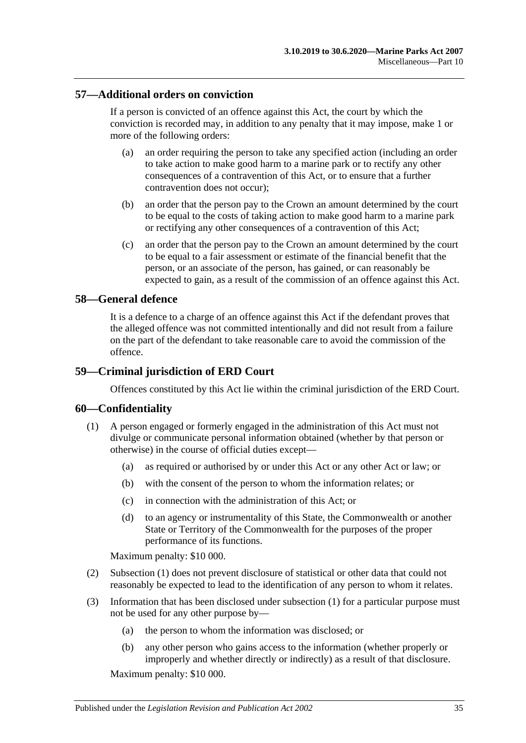## 57—Additional orders on conviction

If a person is convicted of an offence against this Act, the court by which the conviction is recorded may, in addition to any penalty that it may impose, make 1 or more of the following orders:

(a) an order requiring the person to take any specified action (including an order to take action to make good harm to a marine park or to rectify any other consequences of a contravention of this Act, or to ensure that a further contravention does not occur);

(b) an order that the person pay to the Crown an amount determined by the court to be equal to the costs of taking action to make good harm to a marine park or rectifying any other consequences of a contravention of this Act;

(c) an order that the person pay to the Crown an amount determined by the court to be equal to a fair assessment or estimate of the financial benefit that the person, or an associate of the person, has gained, or can reasonably be expected to gain, as a result of the commission of an offence against this Act.

## 58—General defence

It is a defence to a charge of an offence against this Act if the defendant proves that the alleged offence was not committed intentionally and did not result from a failure on the part of the defendant to take reasonable care to avoid the commission of the offence.

## 59—Criminal jurisdiction of ERD Court

Offences constituted by this Act lie within the criminal jurisdiction of the ERD Court.

## 60—Confidentiality

(1) A person engaged or formerly engaged in the administration of this Act must not divulge or communicate personal information obtained (whether by that person or otherwise) in the course of official duties except—

(a) as required or authorised by or under this Act or any other Act or law; or

(b) with the consent of the person to whom the information relates; or

(c) in connection with the administration of this Act; or

(d) to an agency or instrumentality of this State, the Commonwealth or another State or Territory of the Commonwealth for the purposes of the proper performance of its functions.

Maximum penalty: $10 000.

(2) Subsection (1) does not prevent disclosure of statistical or other data that could not reasonably be expected to lead to the identification of any person to whom it relates.

(3) Information that has been disclosed under subsection (1) for a particular purpose must not be used for any other purpose by—

(a) the person to whom the information was disclosed; or

(b) any other person who gains access to the information (whether properly or improperly and whether directly or indirectly) as a result of that disclosure.

Maximum penalty: $10 000.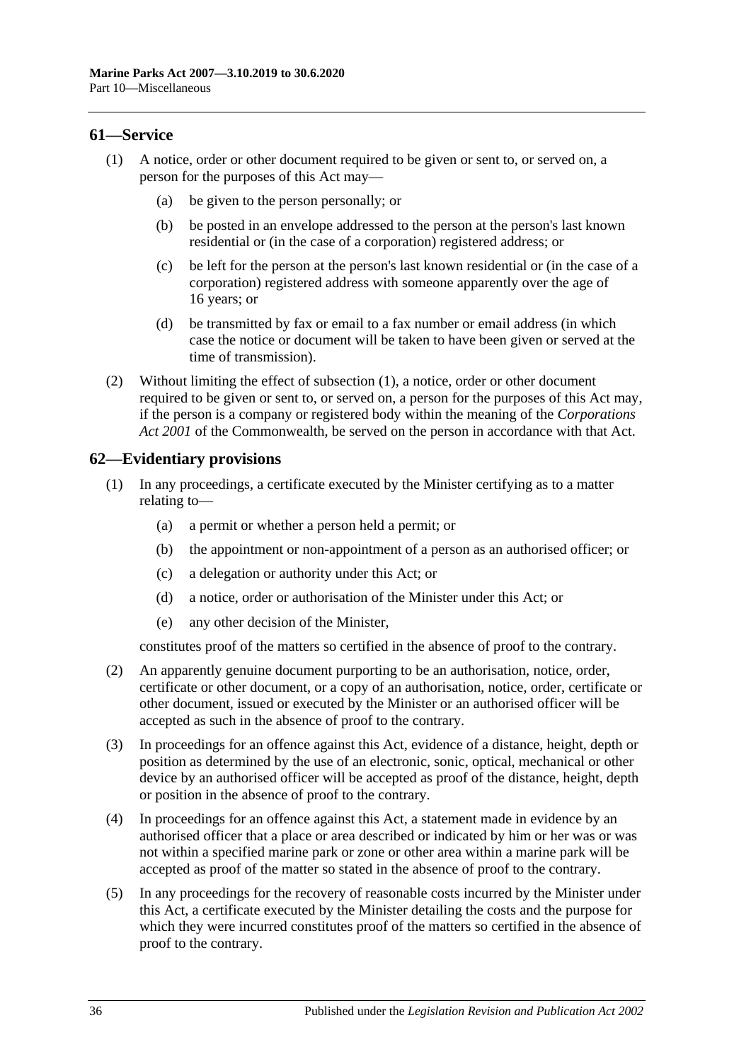## 61—Service

(1) A notice, order or other document required to be given or sent to, or served on, a person for the purposes of this Act may—

(a) be given to the person personally; or

(b) be posted in an envelope addressed to the person at the person's last known residential or (in the case of a corporation) registered address; or

(c) be left for the person at the person's last known residential or (in the case of a corporation) registered address with someone apparently over the age of 16 years; or

(d) be transmitted by fax or email to a fax number or email address (in which case the notice or document will be taken to have been given or served at the time of transmission).

(2) Without limiting the effect of subsection (1), a notice, order or other document required to be given or sent to, or served on, a person for the purposes of this Act may, if the person is a company or registered body within the meaning of the *Corporations Act 2001* of the Commonwealth, be served on the person in accordance with that Act.

## 62—Evidentiary provisions

(1) In any proceedings, a certificate executed by the Minister certifying as to a matter relating to—

(a) a permit or whether a person held a permit; or

(b) the appointment or non-appointment of a person as an authorised officer; or

(c) a delegation or authority under this Act; or

(d) a notice, order or authorisation of the Minister under this Act; or

(e) any other decision of the Minister,

constitutes proof of the matters so certified in the absence of proof to the contrary.

(2) An apparently genuine document purporting to be an authorisation, notice, order, certificate or other document, or a copy of an authorisation, notice, order, certificate or other document, issued or executed by the Minister or an authorised officer will be accepted as such in the absence of proof to the contrary.

(3) In proceedings for an offence against this Act, evidence of a distance, height, depth or position as determined by the use of an electronic, sonic, optical, mechanical or other device by an authorised officer will be accepted as proof of the distance, height, depth or position in the absence of proof to the contrary.

(4) In proceedings for an offence against this Act, a statement made in evidence by an authorised officer that a place or area described or indicated by him or her was or was not within a specified marine park or zone or other area within a marine park will be accepted as proof of the matter so stated in the absence of proof to the contrary.

(5) In any proceedings for the recovery of reasonable costs incurred by the Minister under this Act, a certificate executed by the Minister detailing the costs and the purpose for which they were incurred constitutes proof of the matters so certified in the absence of proof to the contrary.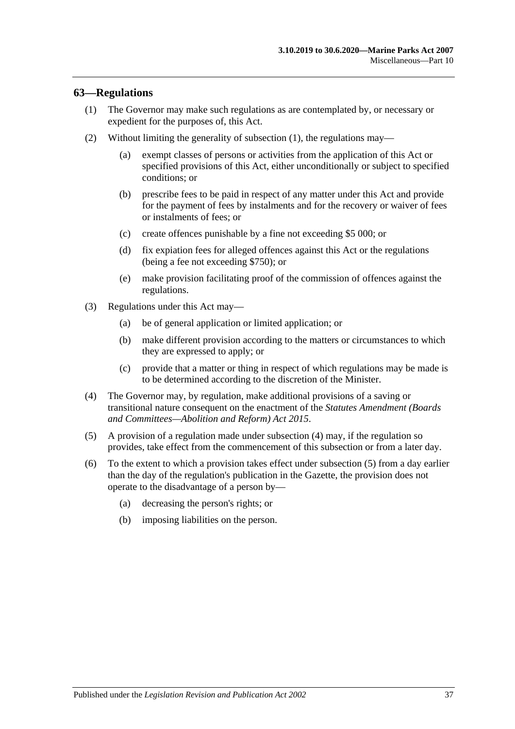## 63—Regulations

(1) The Governor may make such regulations as are contemplated by, or necessary or expedient for the purposes of, this Act.

(2) Without limiting the generality of subsection (1), the regulations may—

(a) exempt classes of persons or activities from the application of this Act or specified provisions of this Act, either unconditionally or subject to specified conditions; or

(b) prescribe fees to be paid in respect of any matter under this Act and provide for the payment of fees by instalments and for the recovery or waiver of fees or instalments of fees; or

(c) create offences punishable by a fine not exceeding $5 000; or

(d) fix expiation fees for alleged offences against this Act or the regulations (being a fee not exceeding $750); or

(e) make provision facilitating proof of the commission of offences against the regulations.

(3) Regulations under this Act may—

(a) be of general application or limited application; or

(b) make different provision according to the matters or circumstances to which they are expressed to apply; or

(c) provide that a matter or thing in respect of which regulations may be made is to be determined according to the discretion of the Minister.

(4) The Governor may, by regulation, make additional provisions of a saving or transitional nature consequent on the enactment of the *Statutes Amendment (Boards and Committees—Abolition and Reform) Act 2015*.

(5) A provision of a regulation made under subsection (4) may, if the regulation so provides, take effect from the commencement of this subsection or from a later day.

(6) To the extent to which a provision takes effect under subsection (5) from a day earlier than the day of the regulation's publication in the Gazette, the provision does not operate to the disadvantage of a person by—

(a) decreasing the person's rights; or

(b) imposing liabilities on the person.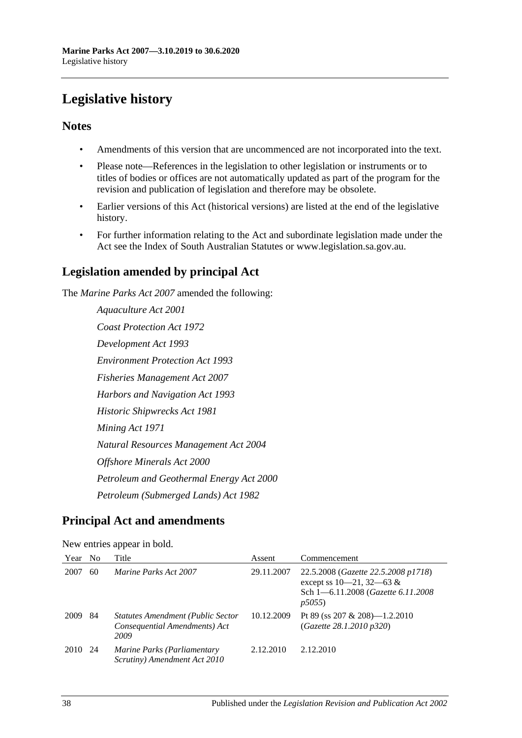# Legislative history

## Notes

- Amendments of this version that are uncommenced are not incorporated into the text.
- Please note—References in the legislation to other legislation or instruments or to titles of bodies or offices are not automatically updated as part of the program for the revision and publication of legislation and therefore may be obsolete.
- Earlier versions of this Act (historical versions) are listed at the end of the legislative history.
- For further information relating to the Act and subordinate legislation made under the Act see the Index of South Australian Statutes or www.legislation.sa.gov.au.

## Legislation amended by principal Act

The *Marine Parks Act 2007* amended the following:

*Aquaculture Act 2001*

*Coast Protection Act 1972*

*Development Act 1993*

*Environment Protection Act 1993*

*Fisheries Management Act 2007*

*Harbors and Navigation Act 1993*

*Historic Shipwrecks Act 1981*

*Mining Act 1971*

*Natural Resources Management Act 2004*

*Offshore Minerals Act 2000*

*Petroleum and Geothermal Energy Act 2000*

*Petroleum (Submerged Lands) Act 1982*

## Principal Act and amendments

New entries appear in bold.

| Year | No | Title | Assent | Commencement |
|---|---|---|---|---|
| 2007 | 60 | *Marine Parks Act 2007* | 29.11.2007 | 22.5.2008 (*Gazette 22.5.2008 p1718*) except ss 10—21, 32—63 & Sch 1—6.11.2008 (*Gazette 6.11.2008 p5055*) |
| 2009 | 84 | *Statutes Amendment (Public Sector Consequential Amendments) Act 2009* | 10.12.2009 | Pt 89 (ss 207 & 208)—1.2.2010 (*Gazette 28.1.2010 p320*) |
| 2010 | 24 | *Marine Parks (Parliamentary Scrutiny) Amendment Act 2010* | 2.12.2010 | 2.12.2010 |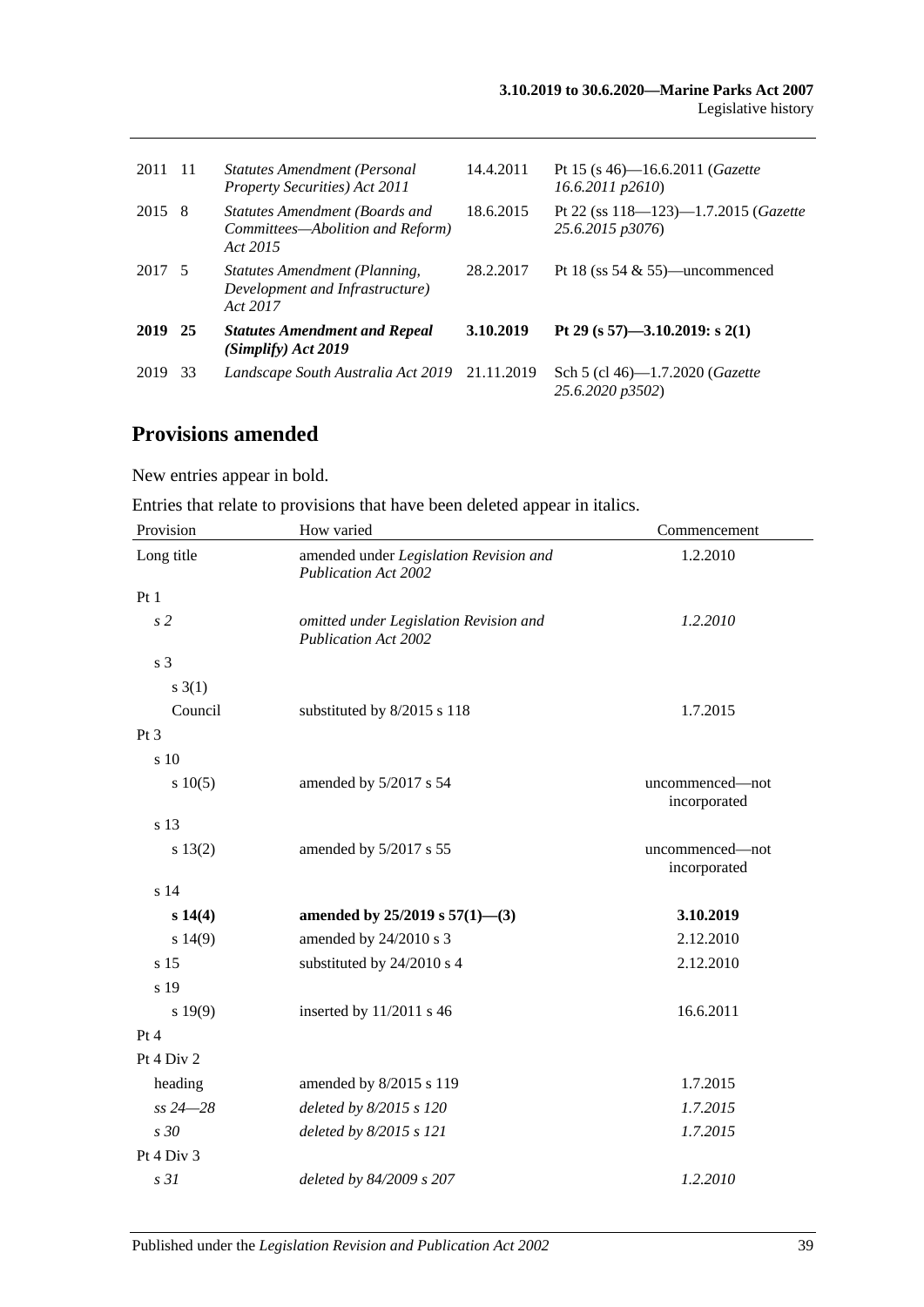| | | | | |
|---|---|---|---|---|
| 2011 | 11 | *Statutes Amendment (Personal Property Securities) Act 2011* | 14.4.2011 | Pt 15 (s 46)—16.6.2011 (*Gazette 16.6.2011 p2610*) |
| 2015 | 8 | *Statutes Amendment (Boards and Committees—Abolition and Reform) Act 2015* | 18.6.2015 | Pt 22 (ss 118—123)—1.7.2015 (*Gazette 25.6.2015 p3076*) |
| 2017 | 5 | *Statutes Amendment (Planning, Development and Infrastructure) Act 2017* | 28.2.2017 | Pt 18 (ss 54 & 55)—uncommenced |
| **2019** | **25** | ***Statutes Amendment and Repeal (Simplify) Act 2019*** | **3.10.2019** | **Pt 29 (s 57)—3.10.2019: s 2(1)** |
| 2019 | 33 | *Landscape South Australia Act 2019* | 21.11.2019 | Sch 5 (cl 46)—1.7.2020 (*Gazette 25.6.2020 p3502*) |

## Provisions amended

New entries appear in bold.

Entries that relate to provisions that have been deleted appear in italics.

| Provision | How varied | Commencement |
|---|---|---|
| Long title | amended under *Legislation Revision and Publication Act 2002* | 1.2.2010 |
| Pt 1 | | |
| *s 2* | *omitted under Legislation Revision and Publication Act 2002* | *1.2.2010* |
| s 3 | | |
| s 3(1) | | |
| Council | substituted by 8/2015 s 118 | 1.7.2015 |
| Pt 3 | | |
| s 10 | | |
| s 10(5) | amended by 5/2017 s 54 | uncommenced—not incorporated |
| s 13 | | |
| s 13(2) | amended by 5/2017 s 55 | uncommenced—not incorporated |
| s 14 | | |
| **s 14(4)** | **amended by 25/2019 s 57(1)—(3)** | **3.10.2019** |
| s 14(9) | amended by 24/2010 s 3 | 2.12.2010 |
| s 15 | substituted by 24/2010 s 4 | 2.12.2010 |
| s 19 | | |
| s 19(9) | inserted by 11/2011 s 46 | 16.6.2011 |
| Pt 4 | | |
| Pt 4 Div 2 | | |
| heading | amended by 8/2015 s 119 | 1.7.2015 |
| *ss 24—28* | *deleted by 8/2015 s 120* | *1.7.2015* |
| *s 30* | *deleted by 8/2015 s 121* | *1.7.2015* |
| Pt 4 Div 3 | | |
| *s 31* | *deleted by 84/2009 s 207* | *1.2.2010* |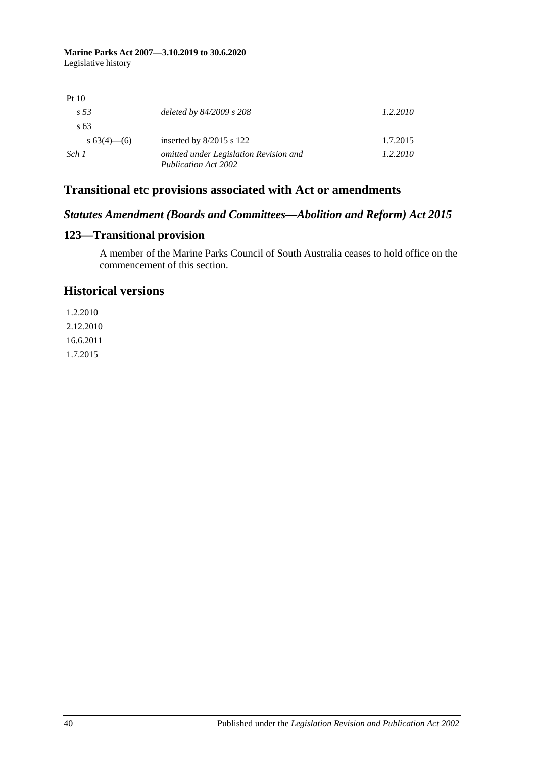| | | |
|---|---|---|
| Pt 10 | | |
| *s 53* | *deleted by 84/2009 s 208* | *1.2.2010* |
| s 63 | | |
| s 63(4)—(6) | inserted by 8/2015 s 122 | 1.7.2015 |
| *Sch 1* | *omitted under Legislation Revision and Publication Act 2002* | *1.2.2010* |

## Transitional etc provisions associated with Act or amendments

### *Statutes Amendment (Boards and Committees—Abolition and Reform) Act 2015*

### 123—Transitional provision

A member of the Marine Parks Council of South Australia ceases to hold office on the commencement of this section.

## Historical versions

1.2.2010

2.12.2010

16.6.2011

1.7.2015